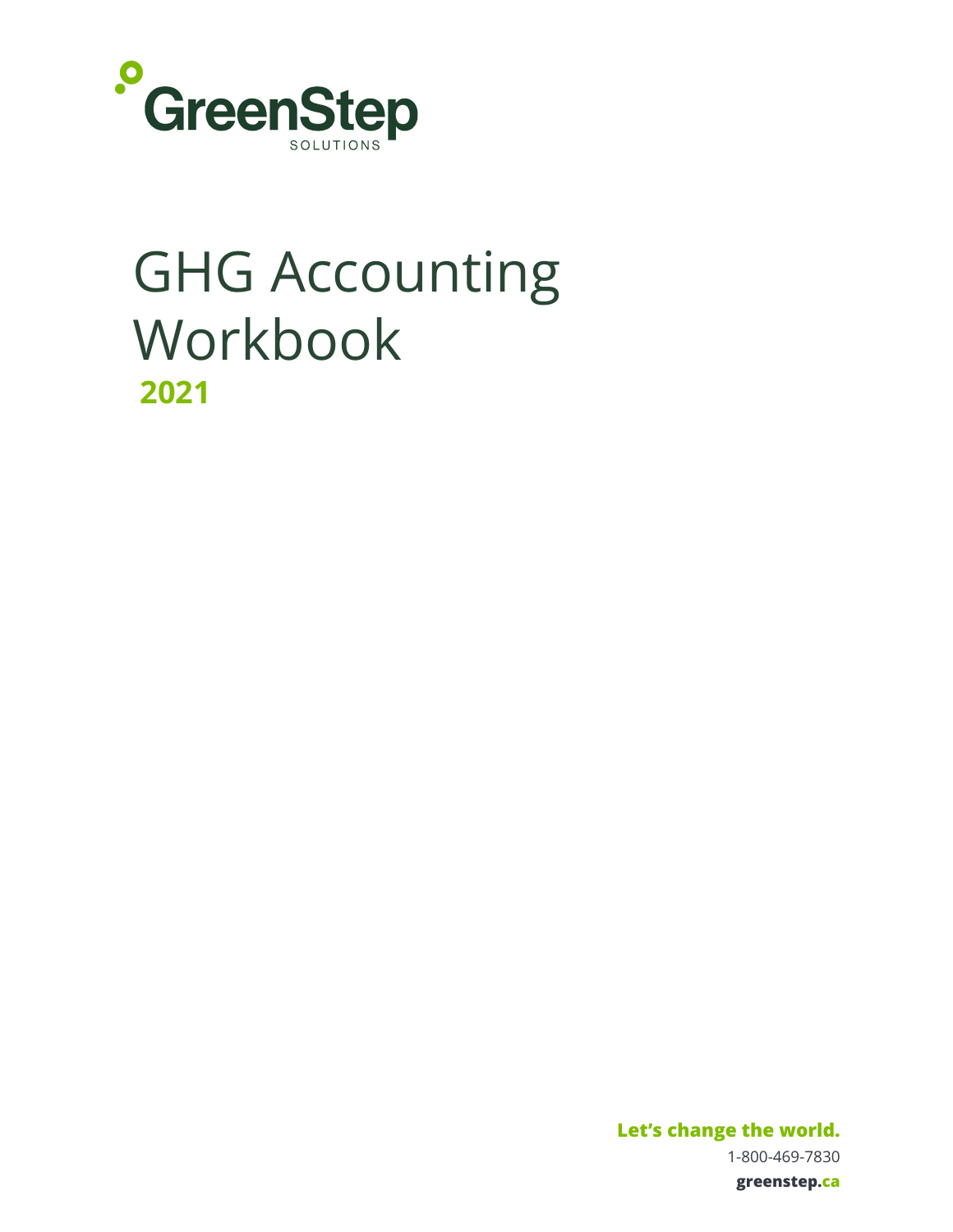GreenStep

SOLUTIONS

# GHG Accounting Workbook

**2021**

**Let's change the world.**

1-800-469-7830

**greenstep.ca**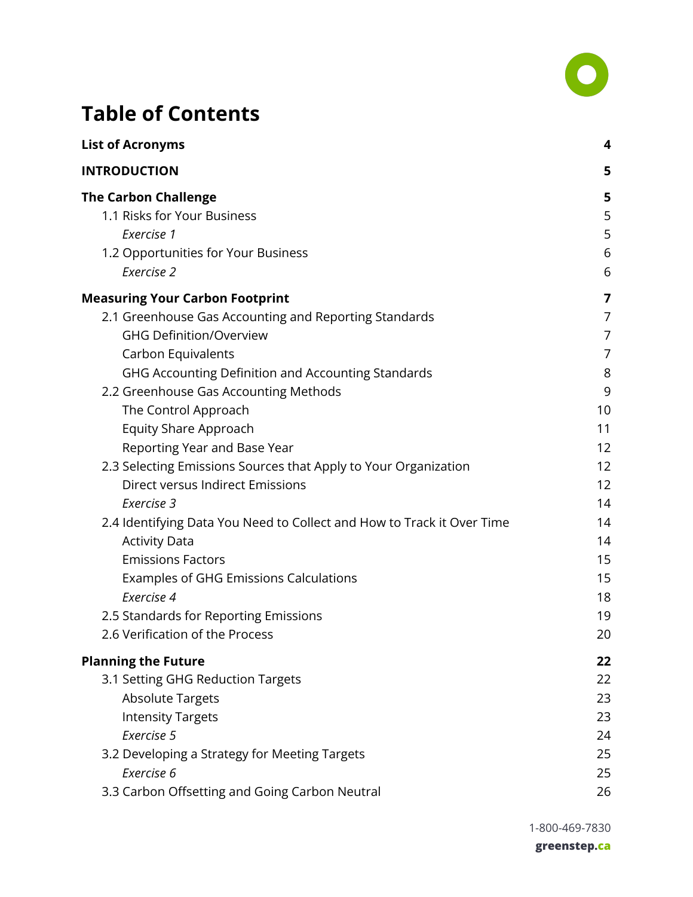# Table of Contents

| | |
|---|---|
| **List of Acronyms** | **4** |
| **INTRODUCTION** | **5** |
| **The Carbon Challenge** | **5** |
| 1.1 Risks for Your Business | 5 |
| *Exercise 1* | 5 |
| 1.2 Opportunities for Your Business | 6 |
| *Exercise 2* | 6 |
| **Measuring Your Carbon Footprint** | **7** |
| 2.1 Greenhouse Gas Accounting and Reporting Standards | 7 |
| GHG Definition/Overview | 7 |
| Carbon Equivalents | 7 |
| GHG Accounting Definition and Accounting Standards | 8 |
| 2.2 Greenhouse Gas Accounting Methods | 9 |
| The Control Approach | 10 |
| Equity Share Approach | 11 |
| Reporting Year and Base Year | 12 |
| 2.3 Selecting Emissions Sources that Apply to Your Organization | 12 |
| Direct versus Indirect Emissions | 12 |
| *Exercise 3* | 14 |
| 2.4 Identifying Data You Need to Collect and How to Track it Over Time | 14 |
| Activity Data | 14 |
| Emissions Factors | 15 |
| Examples of GHG Emissions Calculations | 15 |
| *Exercise 4* | 18 |
| 2.5 Standards for Reporting Emissions | 19 |
| 2.6 Verification of the Process | 20 |
| **Planning the Future** | **22** |
| 3.1 Setting GHG Reduction Targets | 22 |
| Absolute Targets | 23 |
| Intensity Targets | 23 |
| *Exercise 5* | 24 |
| 3.2 Developing a Strategy for Meeting Targets | 25 |
| *Exercise 6* | 25 |
| 3.3 Carbon Offsetting and Going Carbon Neutral | 26 |

1-800-469-7830

**greenstep.ca**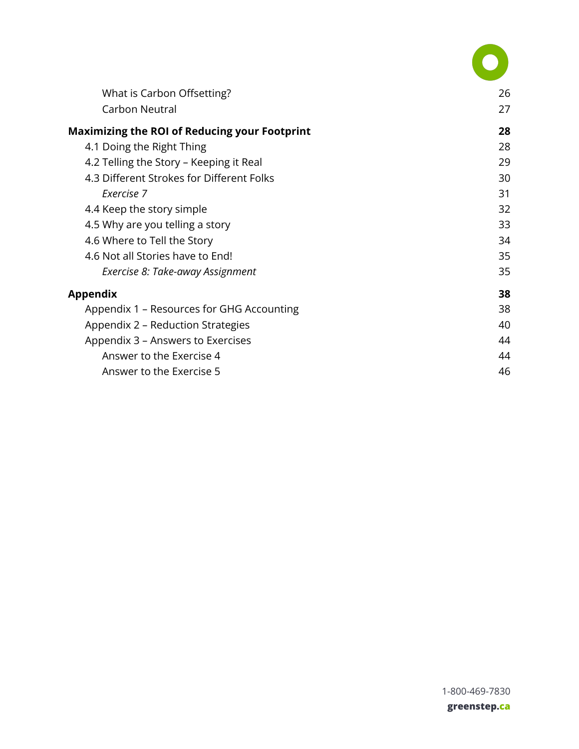| | |
|---|---|
| What is Carbon Offsetting? | 26 |
| Carbon Neutral | 27 |
| **Maximizing the ROI of Reducing your Footprint** | **28** |
| 4.1 Doing the Right Thing | 28 |
| 4.2 Telling the Story – Keeping it Real | 29 |
| 4.3 Different Strokes for Different Folks | 30 |
| *Exercise 7* | 31 |
| 4.4 Keep the story simple | 32 |
| 4.5 Why are you telling a story | 33 |
| 4.6 Where to Tell the Story | 34 |
| 4.6 Not all Stories have to End! | 35 |
| *Exercise 8: Take-away Assignment* | 35 |
| **Appendix** | **38** |
| Appendix 1 – Resources for GHG Accounting | 38 |
| Appendix 2 – Reduction Strategies | 40 |
| Appendix 3 – Answers to Exercises | 44 |
| Answer to the Exercise 4 | 44 |
| Answer to the Exercise 5 | 46 |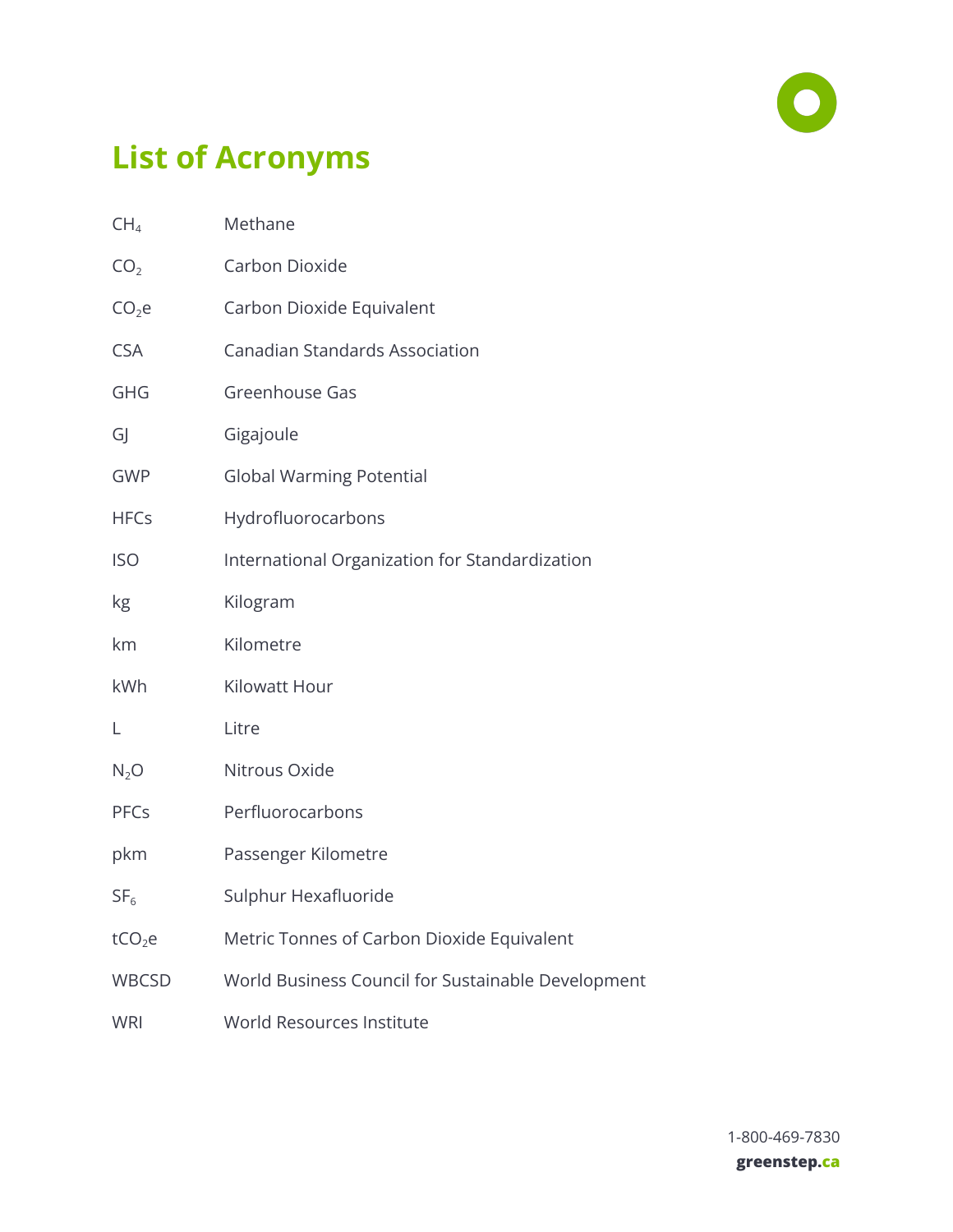# List of Acronyms

| | |
|---|---|
| $CH_4$ | Methane |
| $CO_2$ | Carbon Dioxide |
| $CO_2e$ | Carbon Dioxide Equivalent |
| CSA | Canadian Standards Association |
| GHG | Greenhouse Gas |
| GJ | Gigajoule |
| GWP | Global Warming Potential |
| HFCs | Hydrofluorocarbons |
| ISO | International Organization for Standardization |
| kg | Kilogram |
| km | Kilometre |
| kWh | Kilowatt Hour |
| L | Litre |
| $N_2O$ | Nitrous Oxide |
| PFCs | Perfluorocarbons |
| pkm | Passenger Kilometre |
| $SF_6$ | Sulphur Hexafluoride |
| $tCO_2e$ | Metric Tonnes of Carbon Dioxide Equivalent |
| WBCSD | World Business Council for Sustainable Development |
| WRI | World Resources Institute |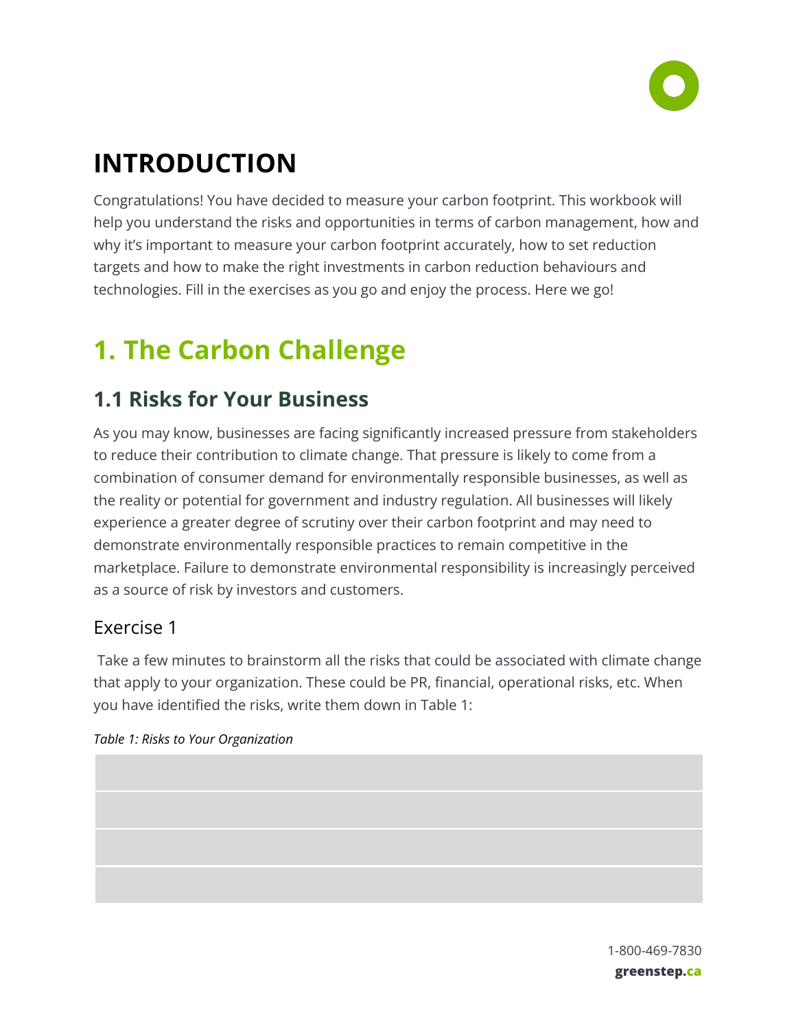# INTRODUCTION

Congratulations! You have decided to measure your carbon footprint. This workbook will help you understand the risks and opportunities in terms of carbon management, how and why it's important to measure your carbon footprint accurately, how to set reduction targets and how to make the right investments in carbon reduction behaviours and technologies. Fill in the exercises as you go and enjoy the process. Here we go!

# 1. The Carbon Challenge

## 1.1 Risks for Your Business

As you may know, businesses are facing significantly increased pressure from stakeholders to reduce their contribution to climate change. That pressure is likely to come from a combination of consumer demand for environmentally responsible businesses, as well as the reality or potential for government and industry regulation. All businesses will likely experience a greater degree of scrutiny over their carbon footprint and may need to demonstrate environmentally responsible practices to remain competitive in the marketplace. Failure to demonstrate environmental responsibility is increasingly perceived as a source of risk by investors and customers.

### Exercise 1

Take a few minutes to brainstorm all the risks that could be associated with climate change that apply to your organization. These could be PR, financial, operational risks, etc. When you have identified the risks, write them down in Table 1:

*Table 1: Risks to Your Organization*

| |
|---|
| |
| |
| |
| |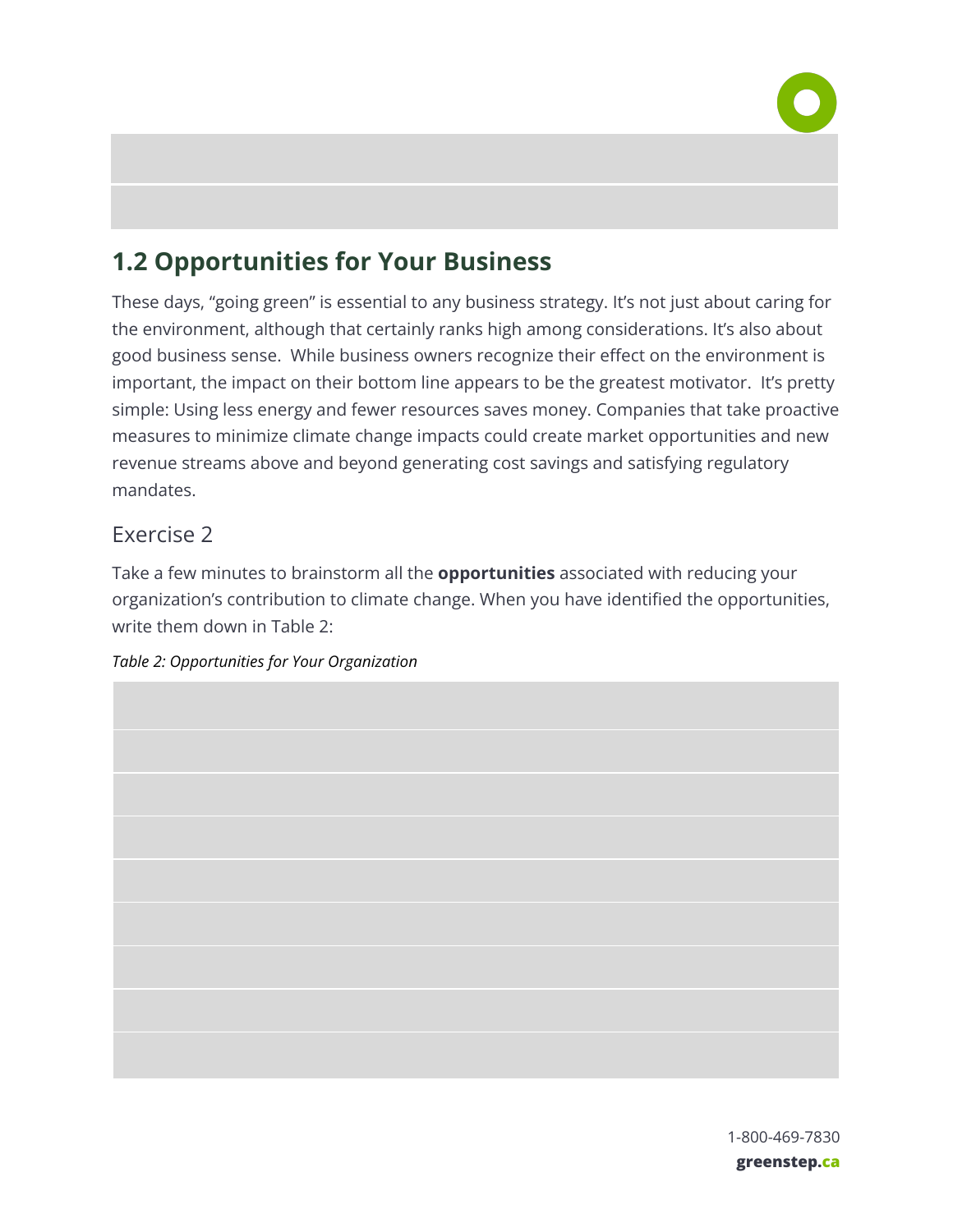## 1.2 Opportunities for Your Business

These days, “going green” is essential to any business strategy. It’s not just about caring for the environment, although that certainly ranks high among considerations. It’s also about good business sense. While business owners recognize their effect on the environment is important, the impact on their bottom line appears to be the greatest motivator. It’s pretty simple: Using less energy and fewer resources saves money. Companies that take proactive measures to minimize climate change impacts could create market opportunities and new revenue streams above and beyond generating cost savings and satisfying regulatory mandates.

### Exercise 2

Take a few minutes to brainstorm all the **opportunities** associated with reducing your organization’s contribution to climate change. When you have identified the opportunities, write them down in Table 2:

*Table 2: Opportunities for Your Organization*

| |
|---|
| |
| |
| |
| |
| |
| |
| |
| |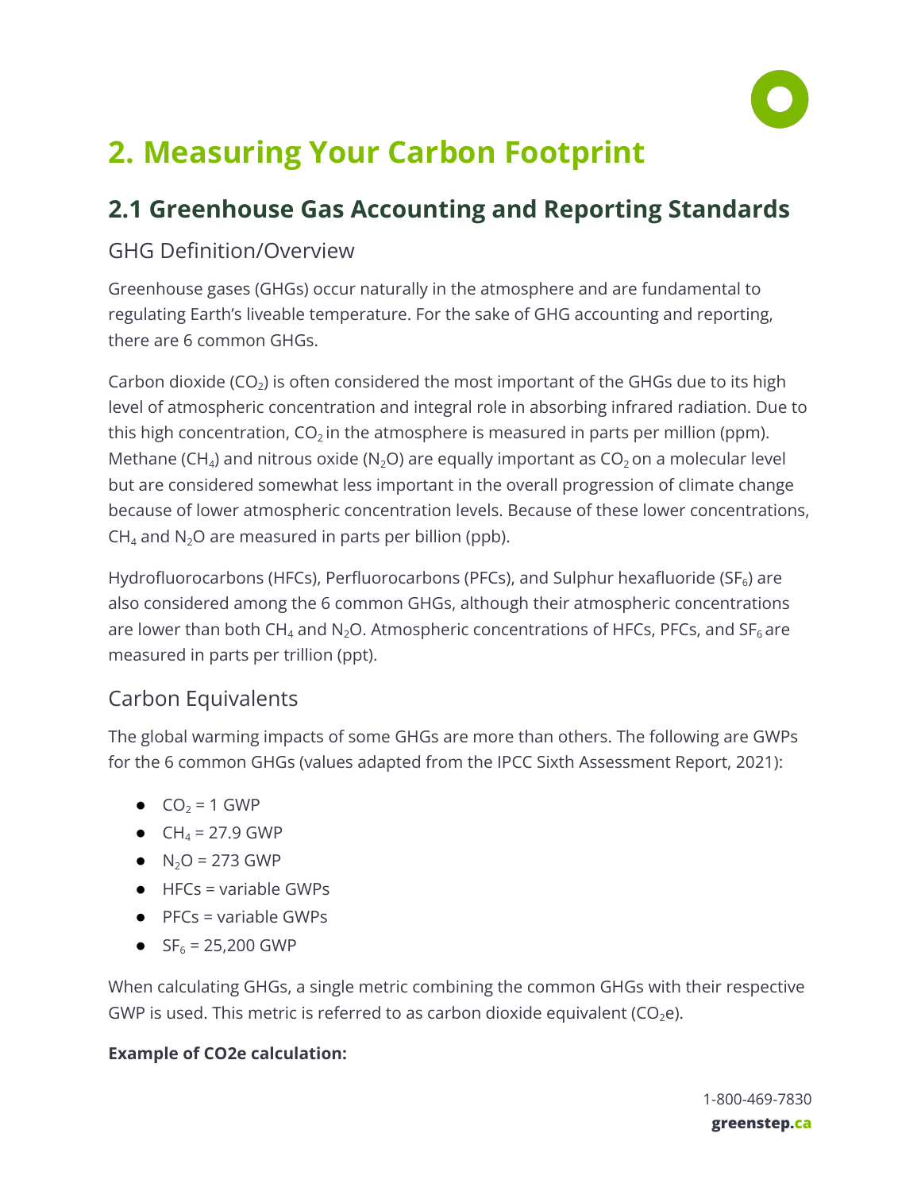# 2. Measuring Your Carbon Footprint

## 2.1 Greenhouse Gas Accounting and Reporting Standards

### GHG Definition/Overview

Greenhouse gases (GHGs) occur naturally in the atmosphere and are fundamental to regulating Earth's liveable temperature. For the sake of GHG accounting and reporting, there are 6 common GHGs.

Carbon dioxide ($CO_2$) is often considered the most important of the GHGs due to its high level of atmospheric concentration and integral role in absorbing infrared radiation. Due to this high concentration, $CO_2$ in the atmosphere is measured in parts per million (ppm). Methane ($CH_4$) and nitrous oxide ($N_2O$) are equally important as $CO_2$ on a molecular level but are considered somewhat less important in the overall progression of climate change because of lower atmospheric concentration levels. Because of these lower concentrations, $CH_4$ and $N_2O$ are measured in parts per billion (ppb).

Hydrofluorocarbons (HFCs), Perfluorocarbons (PFCs), and Sulphur hexafluoride ($SF_6$) are also considered among the 6 common GHGs, although their atmospheric concentrations are lower than both $CH_4$ and $N_2O$. Atmospheric concentrations of HFCs, PFCs, and $SF_6$ are measured in parts per trillion (ppt).

### Carbon Equivalents

The global warming impacts of some GHGs are more than others. The following are GWPs for the 6 common GHGs (values adapted from the IPCC Sixth Assessment Report, 2021):

- $CO_2$ = 1 GWP
- $CH_4$ = 27.9 GWP
- $N_2O$ = 273 GWP
- HFCs = variable GWPs
- PFCs = variable GWPs
- $SF_6$ = 25,200 GWP

When calculating GHGs, a single metric combining the common GHGs with their respective GWP is used. This metric is referred to as carbon dioxide equivalent ($CO_2e$).

**Example of CO2e calculation:**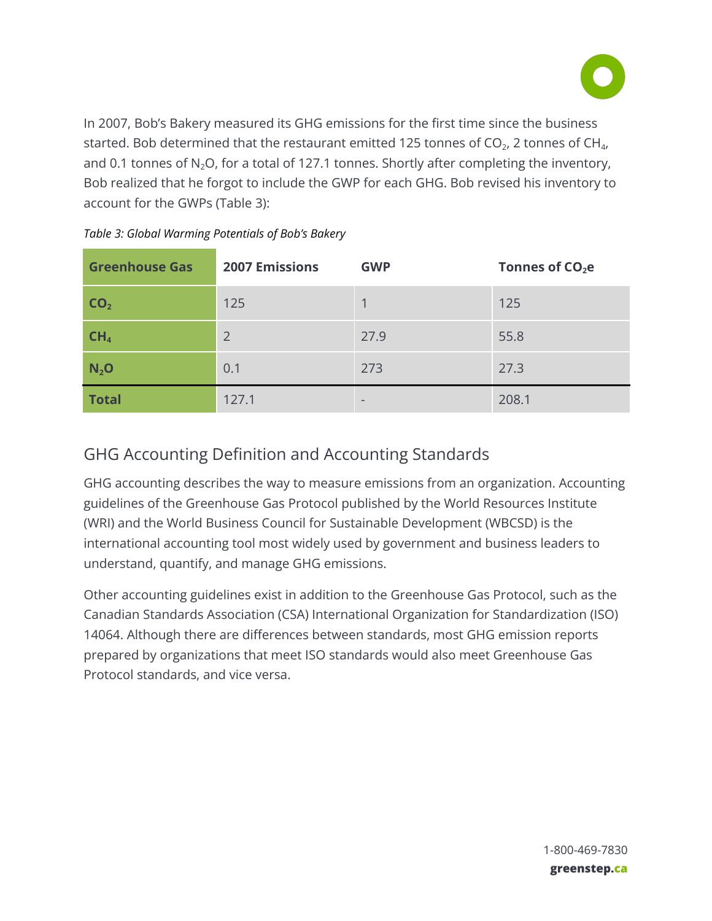In 2007, Bob's Bakery measured its GHG emissions for the first time since the business started. Bob determined that the restaurant emitted 125 tonnes of $CO_2$, 2 tonnes of $CH_4$, and 0.1 tonnes of $N_2O$, for a total of 127.1 tonnes. Shortly after completing the inventory, Bob realized that he forgot to include the GWP for each GHG. Bob revised his inventory to account for the GWPs (Table 3):

*Table 3: Global Warming Potentials of Bob's Bakery*

| Greenhouse Gas | 2007 Emissions | GWP | Tonnes of $CO_2$e |
|---|---|---|---|
| **$CO_2$** | 125 | 1 | 125 |
| **$CH_4$** | 2 | 27.9 | 55.8 |
| **$N_2O$** | 0.1 | 273 | 27.3 |
| **Total** | 127.1 | - | 208.1 |

## GHG Accounting Definition and Accounting Standards

GHG accounting describes the way to measure emissions from an organization. Accounting guidelines of the Greenhouse Gas Protocol published by the World Resources Institute (WRI) and the World Business Council for Sustainable Development (WBCSD) is the international accounting tool most widely used by government and business leaders to understand, quantify, and manage GHG emissions.

Other accounting guidelines exist in addition to the Greenhouse Gas Protocol, such as the Canadian Standards Association (CSA) International Organization for Standardization (ISO) 14064. Although there are differences between standards, most GHG emission reports prepared by organizations that meet ISO standards would also meet Greenhouse Gas Protocol standards, and vice versa.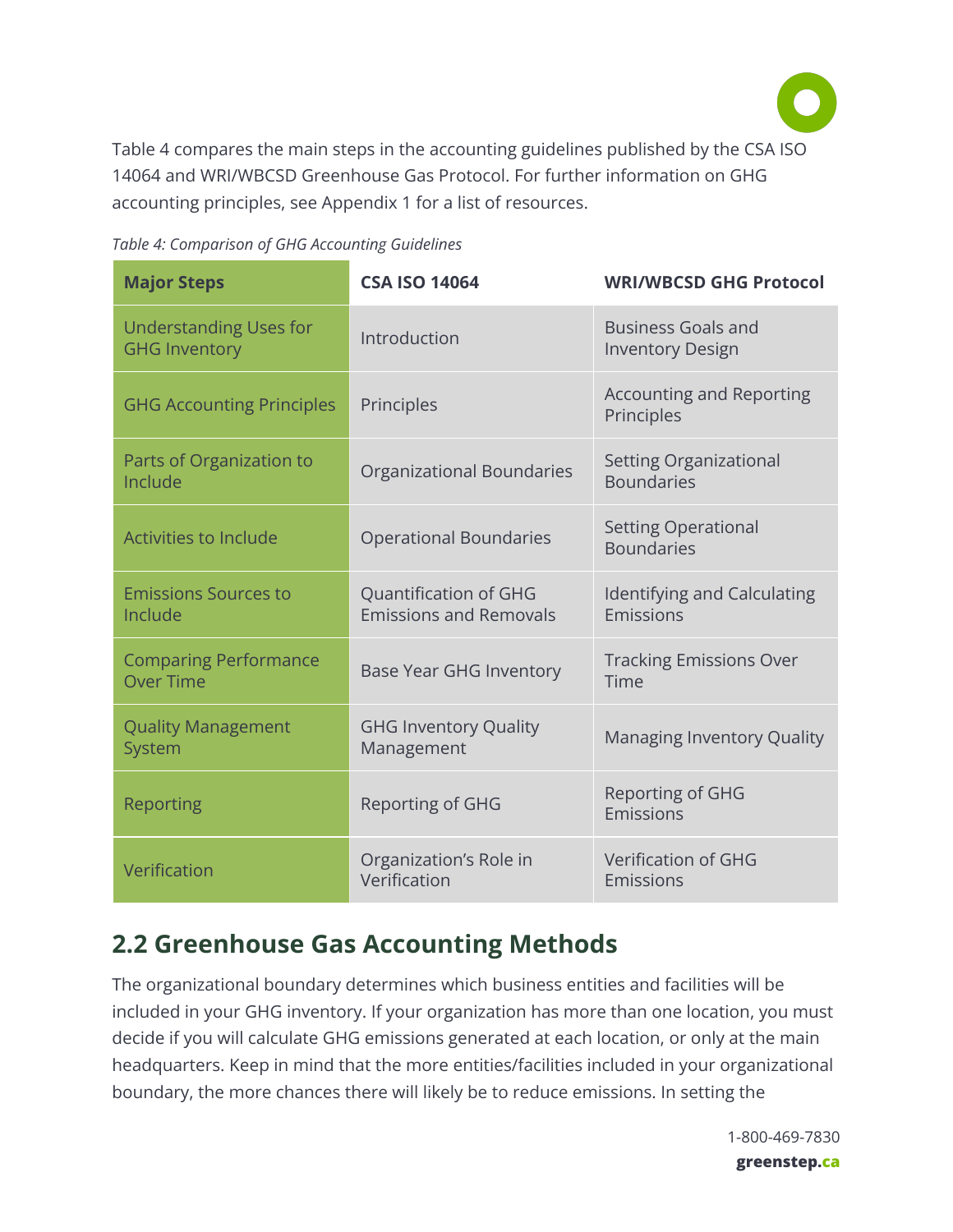Table 4 compares the main steps in the accounting guidelines published by the CSA ISO 14064 and WRI/WBCSD Greenhouse Gas Protocol. For further information on GHG accounting principles, see Appendix 1 for a list of resources.

*Table 4: Comparison of GHG Accounting Guidelines*

| Major Steps | CSA ISO 14064 | WRI/WBCSD GHG Protocol |
|---|---|---|
| Understanding Uses for GHG Inventory | Introduction | Business Goals and Inventory Design |
| GHG Accounting Principles | Principles | Accounting and Reporting Principles |
| Parts of Organization to Include | Organizational Boundaries | Setting Organizational Boundaries |
| Activities to Include | Operational Boundaries | Setting Operational Boundaries |
| Emissions Sources to Include | Quantification of GHG Emissions and Removals | Identifying and Calculating Emissions |
| Comparing Performance Over Time | Base Year GHG Inventory | Tracking Emissions Over Time |
| Quality Management System | GHG Inventory Quality Management | Managing Inventory Quality |
| Reporting | Reporting of GHG | Reporting of GHG Emissions |
| Verification | Organization's Role in Verification | Verification of GHG Emissions |

## 2.2 Greenhouse Gas Accounting Methods

The organizational boundary determines which business entities and facilities will be included in your GHG inventory. If your organization has more than one location, you must decide if you will calculate GHG emissions generated at each location, or only at the main headquarters. Keep in mind that the more entities/facilities included in your organizational boundary, the more chances there will likely be to reduce emissions. In setting the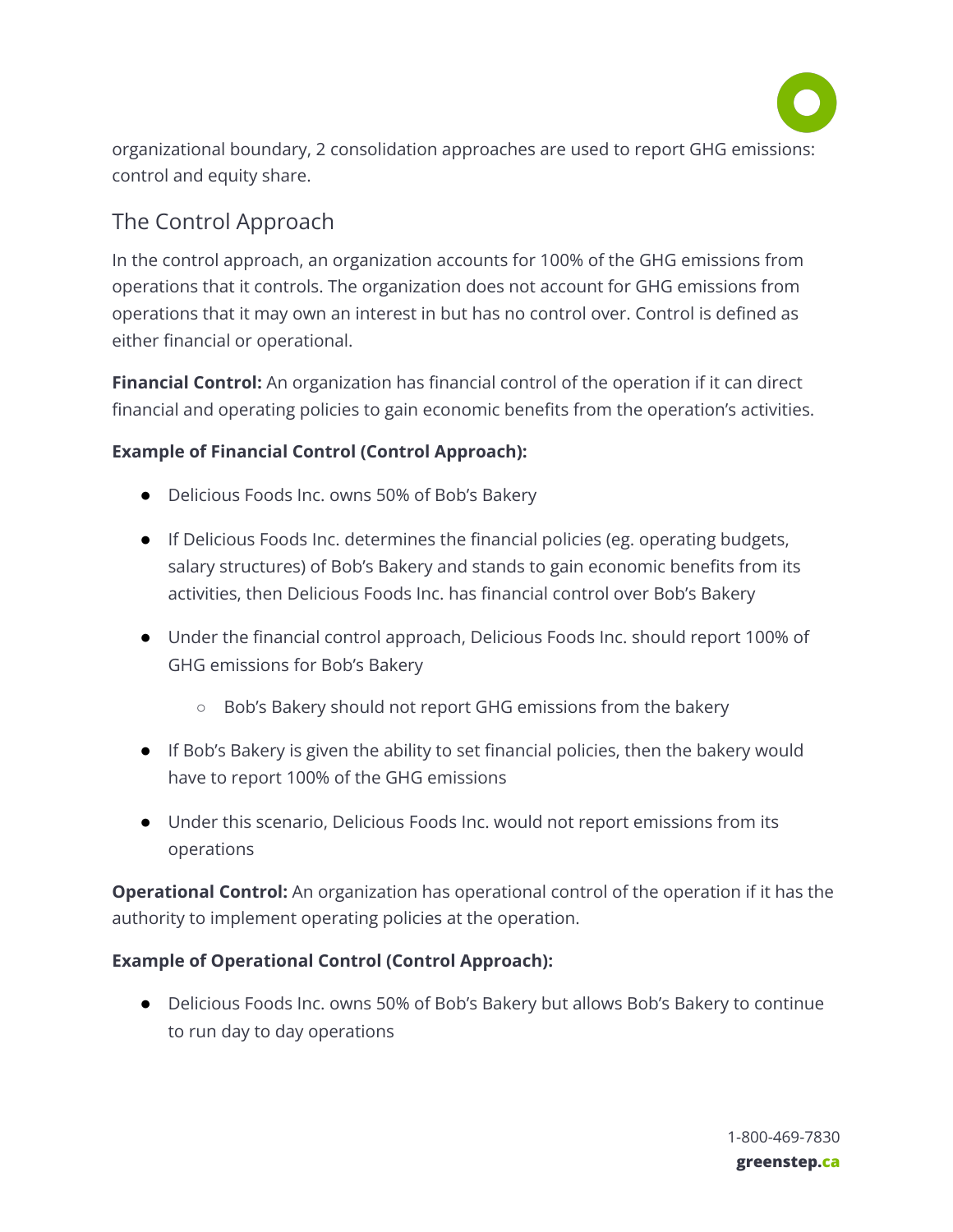organizational boundary, 2 consolidation approaches are used to report GHG emissions: control and equity share.

## The Control Approach

In the control approach, an organization accounts for 100% of the GHG emissions from operations that it controls. The organization does not account for GHG emissions from operations that it may own an interest in but has no control over. Control is defined as either financial or operational.

**Financial Control:** An organization has financial control of the operation if it can direct financial and operating policies to gain economic benefits from the operation's activities.

**Example of Financial Control (Control Approach):**

- Delicious Foods Inc. owns 50% of Bob's Bakery
- If Delicious Foods Inc. determines the financial policies (eg. operating budgets, salary structures) of Bob's Bakery and stands to gain economic benefits from its activities, then Delicious Foods Inc. has financial control over Bob's Bakery
- Under the financial control approach, Delicious Foods Inc. should report 100% of GHG emissions for Bob's Bakery
    - Bob's Bakery should not report GHG emissions from the bakery
- If Bob's Bakery is given the ability to set financial policies, then the bakery would have to report 100% of the GHG emissions
- Under this scenario, Delicious Foods Inc. would not report emissions from its operations

**Operational Control:** An organization has operational control of the operation if it has the authority to implement operating policies at the operation.

**Example of Operational Control (Control Approach):**

- Delicious Foods Inc. owns 50% of Bob's Bakery but allows Bob's Bakery to continue to run day to day operations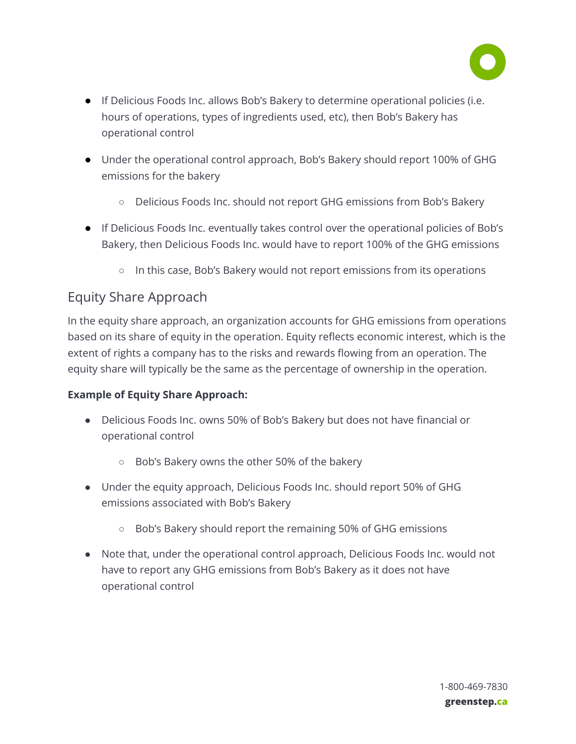- If Delicious Foods Inc. allows Bob's Bakery to determine operational policies (i.e. hours of operations, types of ingredients used, etc), then Bob's Bakery has operational control
- Under the operational control approach, Bob's Bakery should report 100% of GHG emissions for the bakery
  - Delicious Foods Inc. should not report GHG emissions from Bob's Bakery
- If Delicious Foods Inc. eventually takes control over the operational policies of Bob's Bakery, then Delicious Foods Inc. would have to report 100% of the GHG emissions
  - In this case, Bob's Bakery would not report emissions from its operations

## Equity Share Approach

In the equity share approach, an organization accounts for GHG emissions from operations based on its share of equity in the operation. Equity reflects economic interest, which is the extent of rights a company has to the risks and rewards flowing from an operation. The equity share will typically be the same as the percentage of ownership in the operation.

**Example of Equity Share Approach:**

- Delicious Foods Inc. owns 50% of Bob's Bakery but does not have financial or operational control
  - Bob's Bakery owns the other 50% of the bakery
- Under the equity approach, Delicious Foods Inc. should report 50% of GHG emissions associated with Bob's Bakery
  - Bob's Bakery should report the remaining 50% of GHG emissions
- Note that, under the operational control approach, Delicious Foods Inc. would not have to report any GHG emissions from Bob's Bakery as it does not have operational control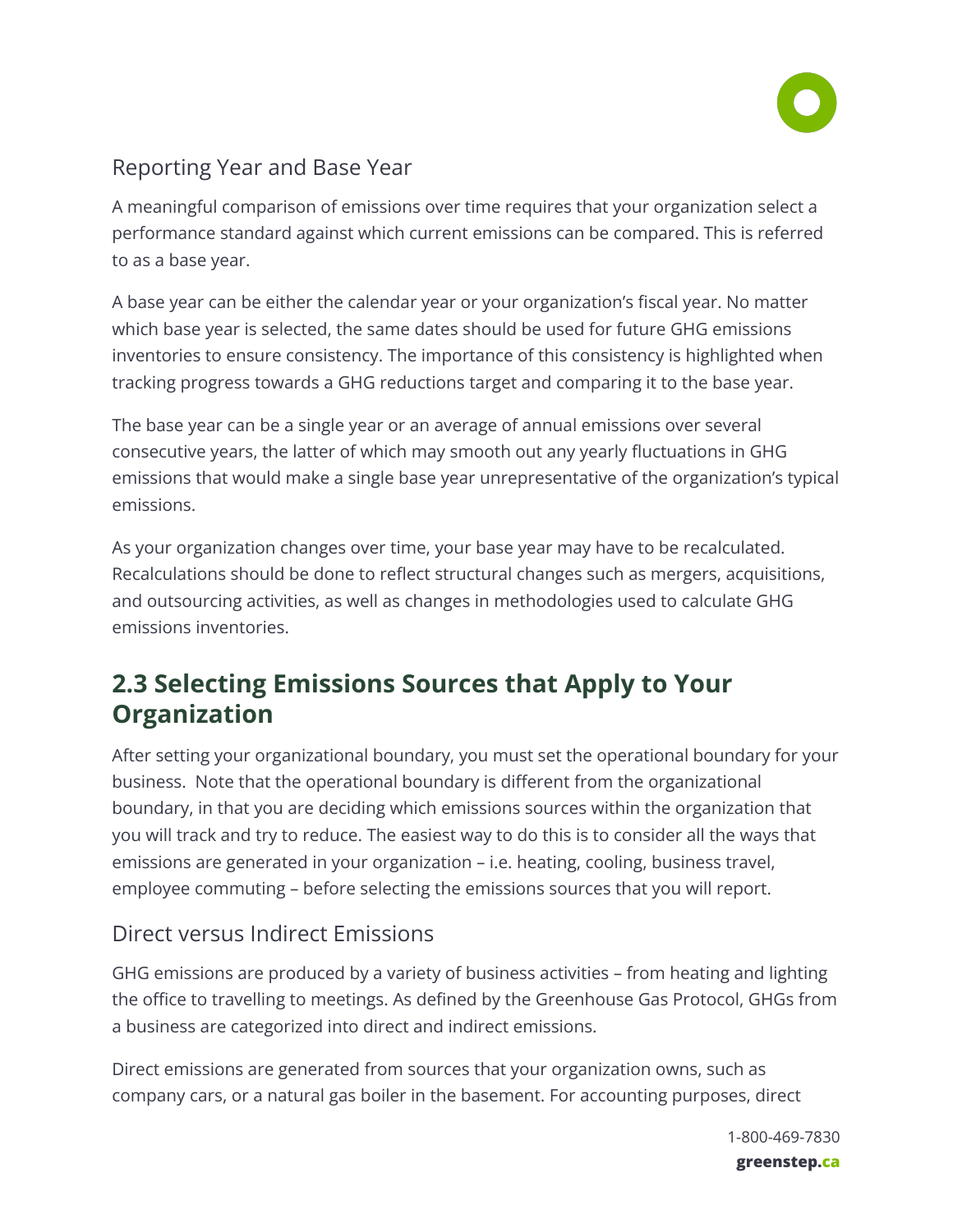### Reporting Year and Base Year

A meaningful comparison of emissions over time requires that your organization select a performance standard against which current emissions can be compared. This is referred to as a base year.

A base year can be either the calendar year or your organization's fiscal year. No matter which base year is selected, the same dates should be used for future GHG emissions inventories to ensure consistency. The importance of this consistency is highlighted when tracking progress towards a GHG reductions target and comparing it to the base year.

The base year can be a single year or an average of annual emissions over several consecutive years, the latter of which may smooth out any yearly fluctuations in GHG emissions that would make a single base year unrepresentative of the organization's typical emissions.

As your organization changes over time, your base year may have to be recalculated. Recalculations should be done to reflect structural changes such as mergers, acquisitions, and outsourcing activities, as well as changes in methodologies used to calculate GHG emissions inventories.

## 2.3 Selecting Emissions Sources that Apply to Your Organization

After setting your organizational boundary, you must set the operational boundary for your business. Note that the operational boundary is different from the organizational boundary, in that you are deciding which emissions sources within the organization that you will track and try to reduce. The easiest way to do this is to consider all the ways that emissions are generated in your organization – i.e. heating, cooling, business travel, employee commuting – before selecting the emissions sources that you will report.

### Direct versus Indirect Emissions

GHG emissions are produced by a variety of business activities – from heating and lighting the office to travelling to meetings. As defined by the Greenhouse Gas Protocol, GHGs from a business are categorized into direct and indirect emissions.

Direct emissions are generated from sources that your organization owns, such as company cars, or a natural gas boiler in the basement. For accounting purposes, direct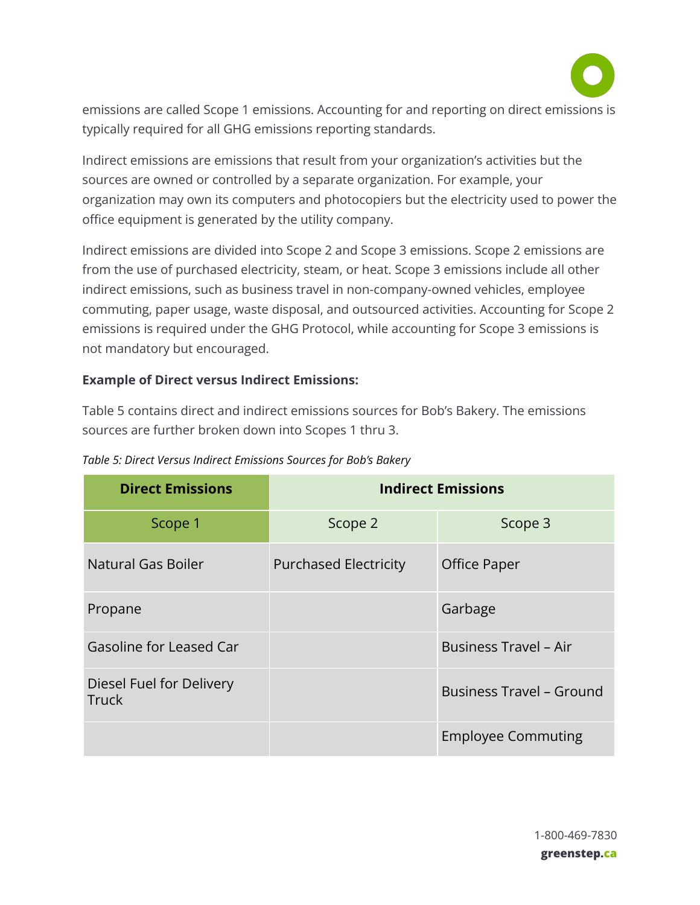emissions are called Scope 1 emissions. Accounting for and reporting on direct emissions is typically required for all GHG emissions reporting standards.

Indirect emissions are emissions that result from your organization's activities but the sources are owned or controlled by a separate organization. For example, your organization may own its computers and photocopiers but the electricity used to power the office equipment is generated by the utility company.

Indirect emissions are divided into Scope 2 and Scope 3 emissions. Scope 2 emissions are from the use of purchased electricity, steam, or heat. Scope 3 emissions include all other indirect emissions, such as business travel in non-company-owned vehicles, employee commuting, paper usage, waste disposal, and outsourced activities. Accounting for Scope 2 emissions is required under the GHG Protocol, while accounting for Scope 3 emissions is not mandatory but encouraged.

**Example of Direct versus Indirect Emissions:**

Table 5 contains direct and indirect emissions sources for Bob's Bakery. The emissions sources are further broken down into Scopes 1 thru 3.

*Table 5: Direct Versus Indirect Emissions Sources for Bob's Bakery*

| **Direct Emissions** | **Indirect Emissions** | |
|---|---|---|
| Scope 1 | Scope 2 | Scope 3 |
| Natural Gas Boiler | Purchased Electricity | Office Paper |
| Propane | | Garbage |
| Gasoline for Leased Car | | Business Travel – Air |
| Diesel Fuel for Delivery Truck | | Business Travel – Ground |
| | | Employee Commuting |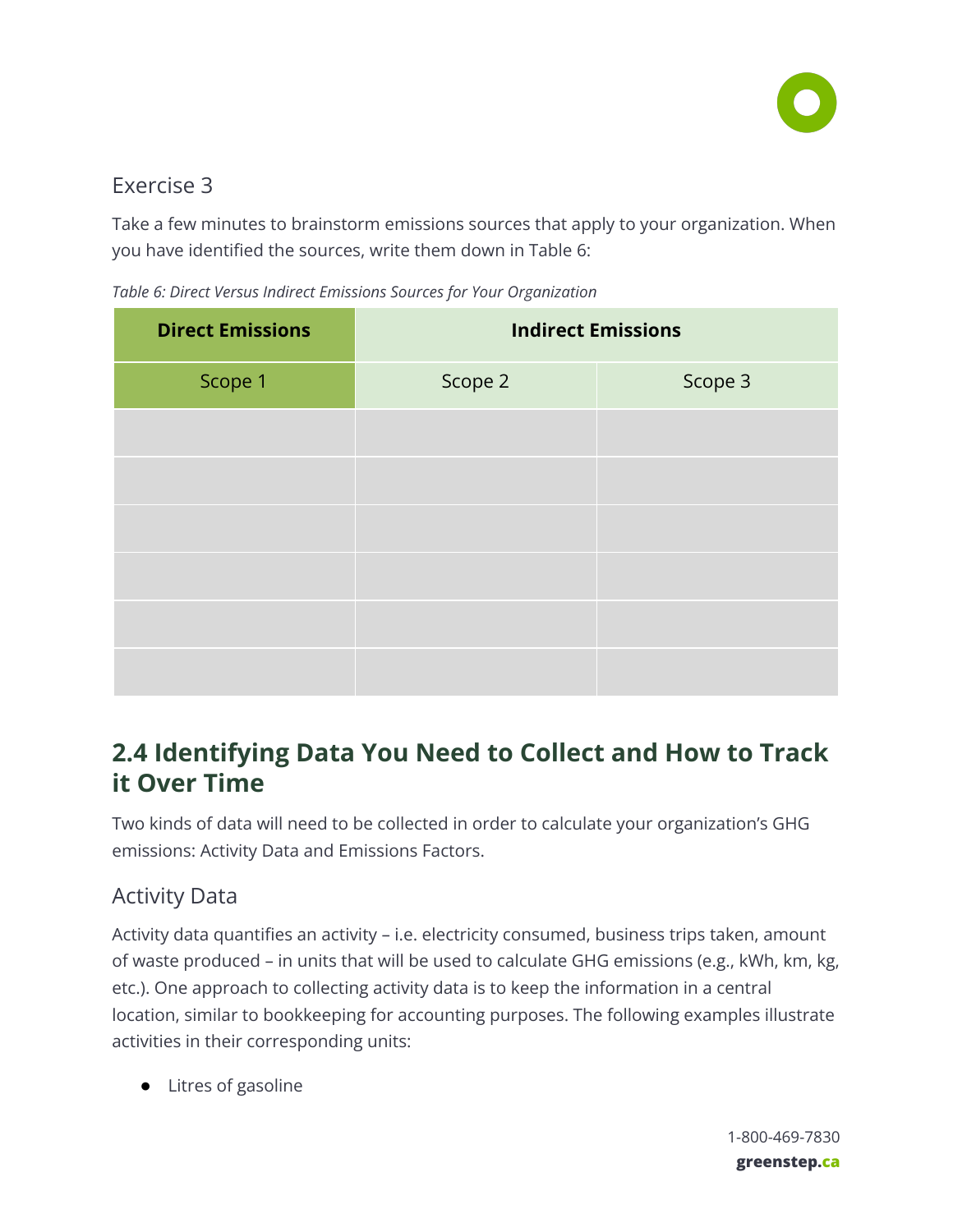### Exercise 3

Take a few minutes to brainstorm emissions sources that apply to your organization. When you have identified the sources, write them down in Table 6:

*Table 6: Direct Versus Indirect Emissions Sources for Your Organization*

| Direct Emissions | Indirect Emissions | |
|---|---|---|
| Scope 1 | Scope 2 | Scope 3 |
| | | |
| | | |
| | | |
| | | |
| | | |
| | | |

## 2.4 Identifying Data You Need to Collect and How to Track it Over Time

Two kinds of data will need to be collected in order to calculate your organization's GHG emissions: Activity Data and Emissions Factors.

### Activity Data

Activity data quantifies an activity – i.e. electricity consumed, business trips taken, amount of waste produced – in units that will be used to calculate GHG emissions (e.g., kWh, km, kg, etc.). One approach to collecting activity data is to keep the information in a central location, similar to bookkeeping for accounting purposes. The following examples illustrate activities in their corresponding units:

- Litres of gasoline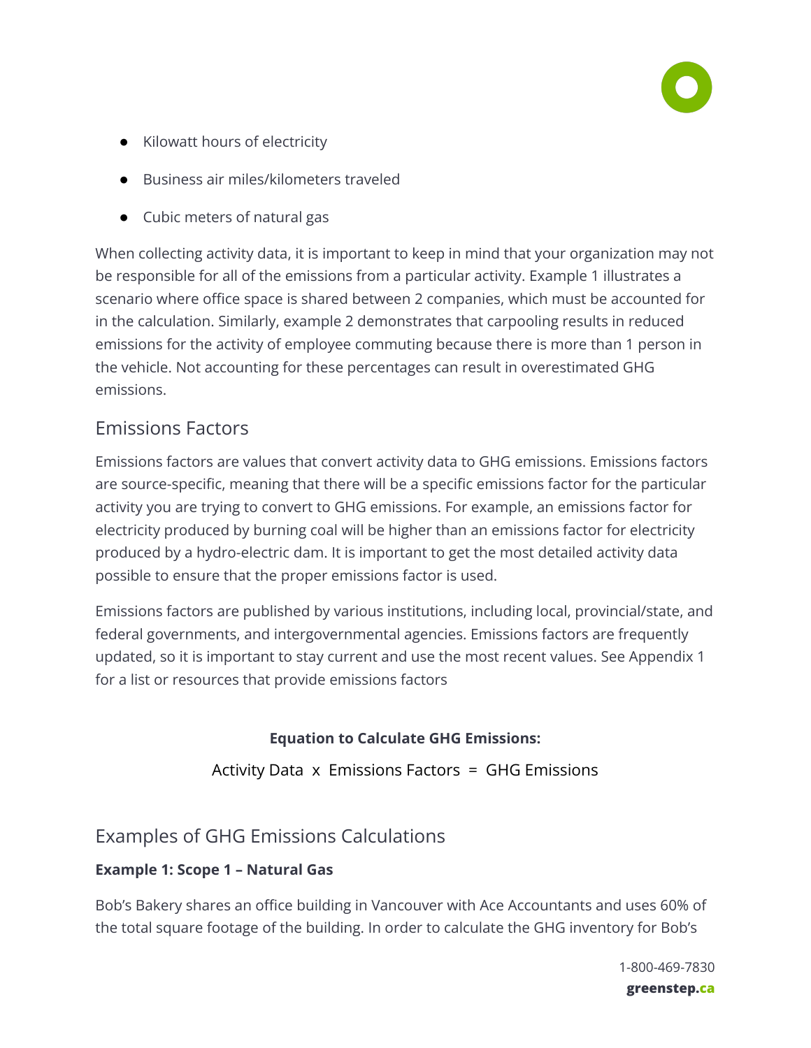- Kilowatt hours of electricity
- Business air miles/kilometers traveled
- Cubic meters of natural gas

When collecting activity data, it is important to keep in mind that your organization may not be responsible for all of the emissions from a particular activity. Example 1 illustrates a scenario where office space is shared between 2 companies, which must be accounted for in the calculation. Similarly, example 2 demonstrates that carpooling results in reduced emissions for the activity of employee commuting because there is more than 1 person in the vehicle. Not accounting for these percentages can result in overestimated GHG emissions.

## Emissions Factors

Emissions factors are values that convert activity data to GHG emissions. Emissions factors are source-specific, meaning that there will be a specific emissions factor for the particular activity you are trying to convert to GHG emissions. For example, an emissions factor for electricity produced by burning coal will be higher than an emissions factor for electricity produced by a hydro-electric dam. It is important to get the most detailed activity data possible to ensure that the proper emissions factor is used.

Emissions factors are published by various institutions, including local, provincial/state, and federal governments, and intergovernmental agencies. Emissions factors are frequently updated, so it is important to stay current and use the most recent values. See Appendix 1 for a list or resources that provide emissions factors

**Equation to Calculate GHG Emissions:**

Activity Data x Emissions Factors = GHG Emissions

## Examples of GHG Emissions Calculations

**Example 1: Scope 1 – Natural Gas**

Bob's Bakery shares an office building in Vancouver with Ace Accountants and uses 60% of the total square footage of the building. In order to calculate the GHG inventory for Bob's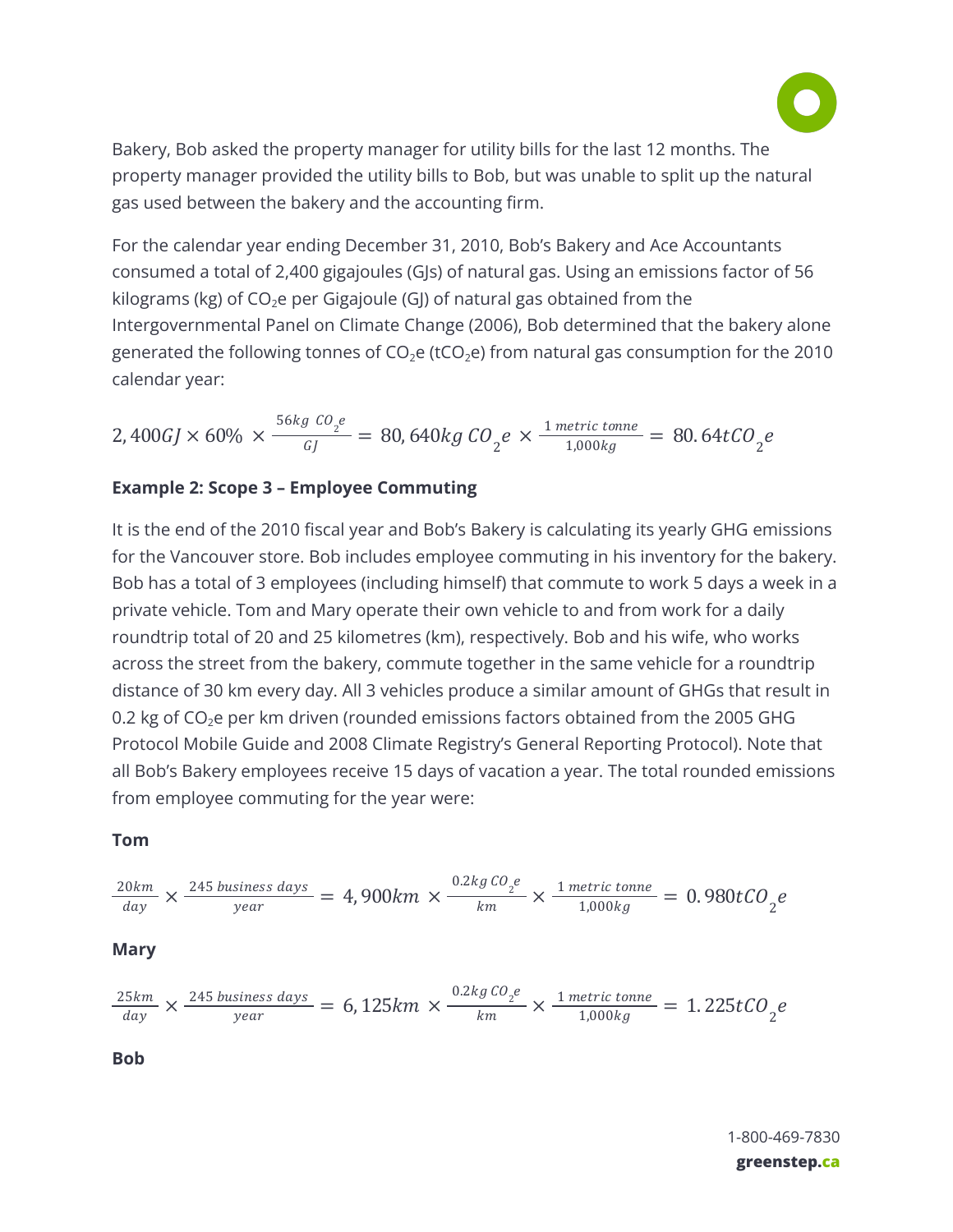Bakery, Bob asked the property manager for utility bills for the last 12 months. The property manager provided the utility bills to Bob, but was unable to split up the natural gas used between the bakery and the accounting firm.

For the calendar year ending December 31, 2010, Bob's Bakery and Ace Accountants consumed a total of 2,400 gigajoules (GJs) of natural gas. Using an emissions factor of 56 kilograms (kg) of $CO_2e$ per Gigajoule (GJ) of natural gas obtained from the Intergovernmental Panel on Climate Change (2006), Bob determined that the bakery alone generated the following tonnes of $CO_2e$ ($tCO_2e$) from natural gas consumption for the 2010 calendar year:

$$2,400GJ \times 60\% \times \frac{56kg\ CO_2e}{GJ} = 80,640kg\ CO_2e \times \frac{1\ metric\ tonne}{1,000kg} = 80.64tCO_2e$$

**Example 2: Scope 3 – Employee Commuting**

It is the end of the 2010 fiscal year and Bob's Bakery is calculating its yearly GHG emissions for the Vancouver store. Bob includes employee commuting in his inventory for the bakery. Bob has a total of 3 employees (including himself) that commute to work 5 days a week in a private vehicle. Tom and Mary operate their own vehicle to and from work for a daily roundtrip total of 20 and 25 kilometres (km), respectively. Bob and his wife, who works across the street from the bakery, commute together in the same vehicle for a roundtrip distance of 30 km every day. All 3 vehicles produce a similar amount of GHGs that result in 0.2 kg of $CO_2e$ per km driven (rounded emissions factors obtained from the 2005 GHG Protocol Mobile Guide and 2008 Climate Registry's General Reporting Protocol). Note that all Bob's Bakery employees receive 15 days of vacation a year. The total rounded emissions from employee commuting for the year were:

**Tom**

$$\frac{20km}{day} \times \frac{245\ business\ days}{year} = 4,900km \times \frac{0.2kg\ CO_2e}{km} \times \frac{1\ metric\ tonne}{1,000kg} = 0.980tCO_2e$$

**Mary**

$$\frac{25km}{day} \times \frac{245\ business\ days}{year} = 6,125km \times \frac{0.2kg\ CO_2e}{km} \times \frac{1\ metric\ tonne}{1,000kg} = 1.225tCO_2e$$

**Bob**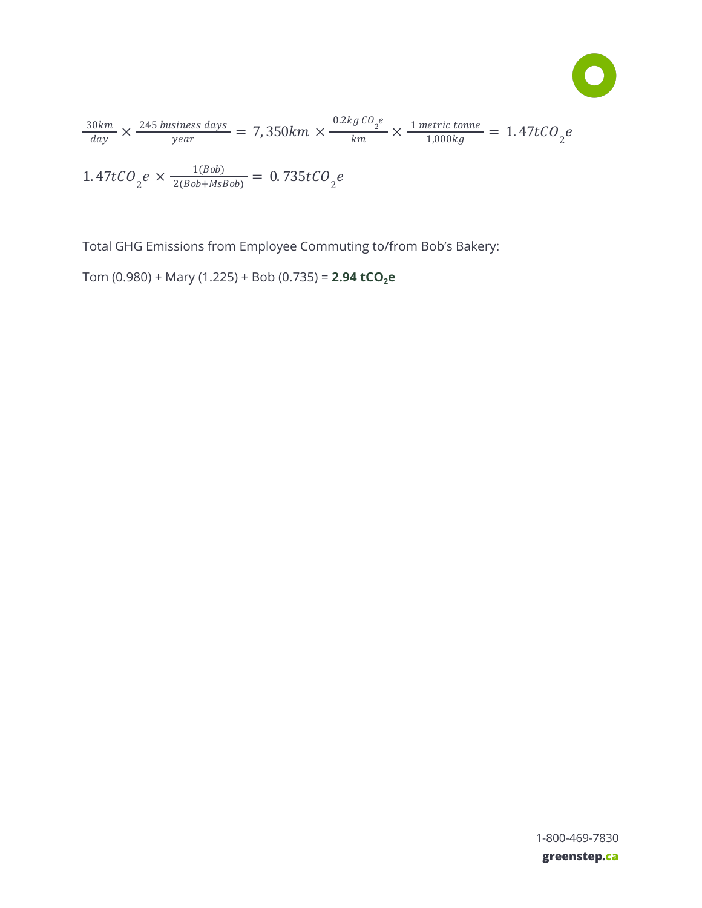$$\frac{30km}{day} \times \frac{245\ business\ days}{year} = 7,350km \times \frac{0.2kg\ CO_2e}{km} \times \frac{1\ metric\ tonne}{1,000kg} = 1.47tCO_2e$$

$$1.47tCO_2e \times \frac{1(Bob)}{2(Bob+MsBob)} = 0.735tCO_2e$$

Total GHG Emissions from Employee Commuting to/from Bob's Bakery:

Tom (0.980) + Mary (1.225) + Bob (0.735) = **2.94 $tCO_2e$**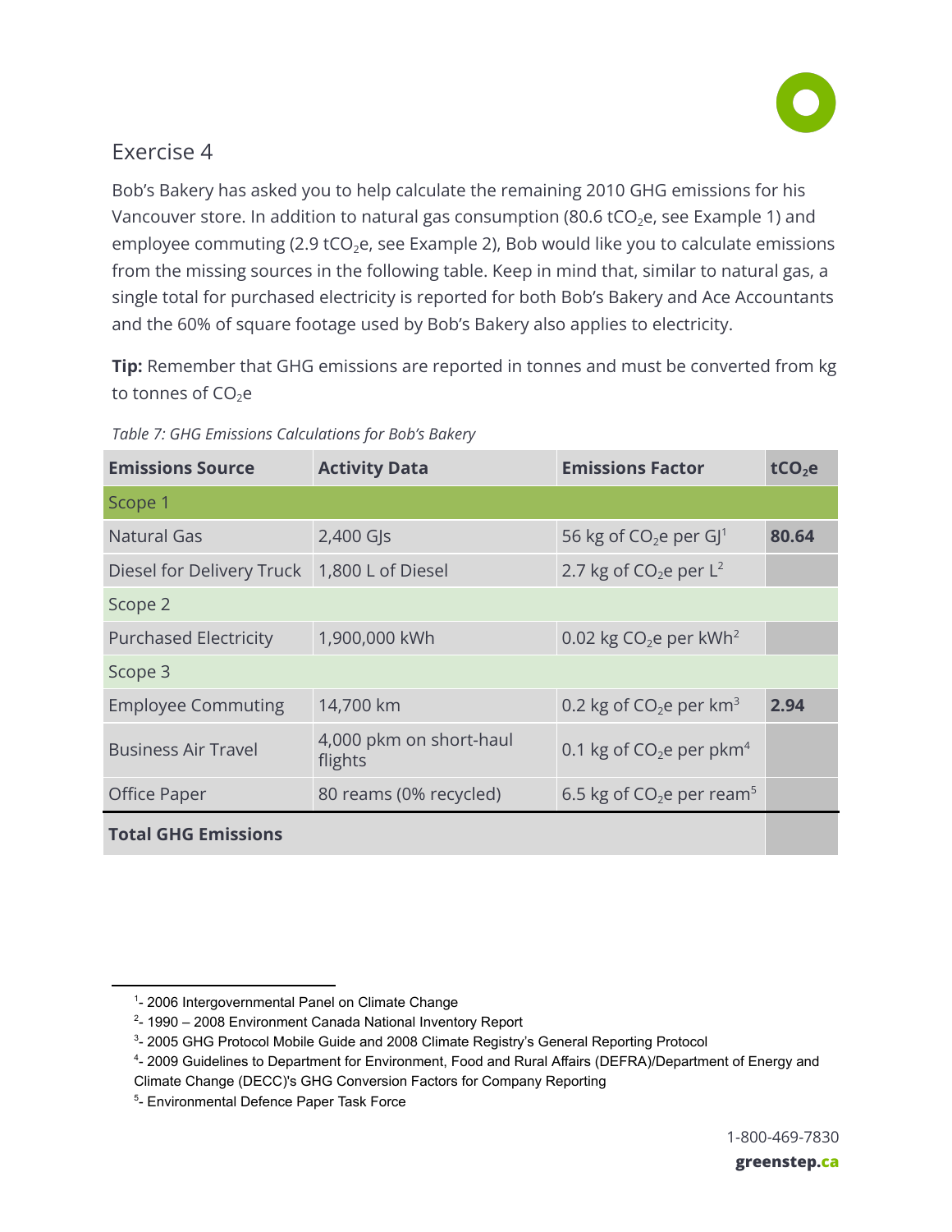## Exercise 4

Bob's Bakery has asked you to help calculate the remaining 2010 GHG emissions for his Vancouver store. In addition to natural gas consumption (80.6 $tCO_2e$, see Example 1) and employee commuting (2.9 $tCO_2e$, see Example 2), Bob would like you to calculate emissions from the missing sources in the following table. Keep in mind that, similar to natural gas, a single total for purchased electricity is reported for both Bob's Bakery and Ace Accountants and the 60% of square footage used by Bob's Bakery also applies to electricity.

**Tip:** Remember that GHG emissions are reported in tonnes and must be converted from kg to tonnes of $CO_2e$

*Table 7: GHG Emissions Calculations for Bob's Bakery*

| Emissions Source | Activity Data | Emissions Factor | $tCO_2e$ |
|---|---|---|---|
| Scope 1 | | | |
| Natural Gas | 2,400 GJs | 56 kg of $CO_2e$ per GJ[1] | **80.64** |
| Diesel for Delivery Truck | 1,800 L of Diesel | 2.7 kg of $CO_2e$ per L[2] | |
| Scope 2 | | | |
| Purchased Electricity | 1,900,000 kWh | 0.02 kg $CO_2e$ per kWh[2] | |
| Scope 3 | | | |
| Employee Commuting | 14,700 km | 0.2 kg of $CO_2e$ per km[3] | **2.94** |
| Business Air Travel | 4,000 pkm on short-haul flights | 0.1 kg of $CO_2e$ per pkm[4] | |
| Office Paper | 80 reams (0% recycled) | 6.5 kg of $CO_2e$ per ream[5] | |
| **Total GHG Emissions** | | | |

[1]- 2006 Intergovernmental Panel on Climate Change

[2]- 1990 – 2008 Environment Canada National Inventory Report

[3]- 2005 GHG Protocol Mobile Guide and 2008 Climate Registry's General Reporting Protocol

[4]- 2009 Guidelines to Department for Environment, Food and Rural Affairs (DEFRA)/Department of Energy and Climate Change (DECC)'s GHG Conversion Factors for Company Reporting

[5]- Environmental Defence Paper Task Force

1-800-469-7830

**greenstep.ca**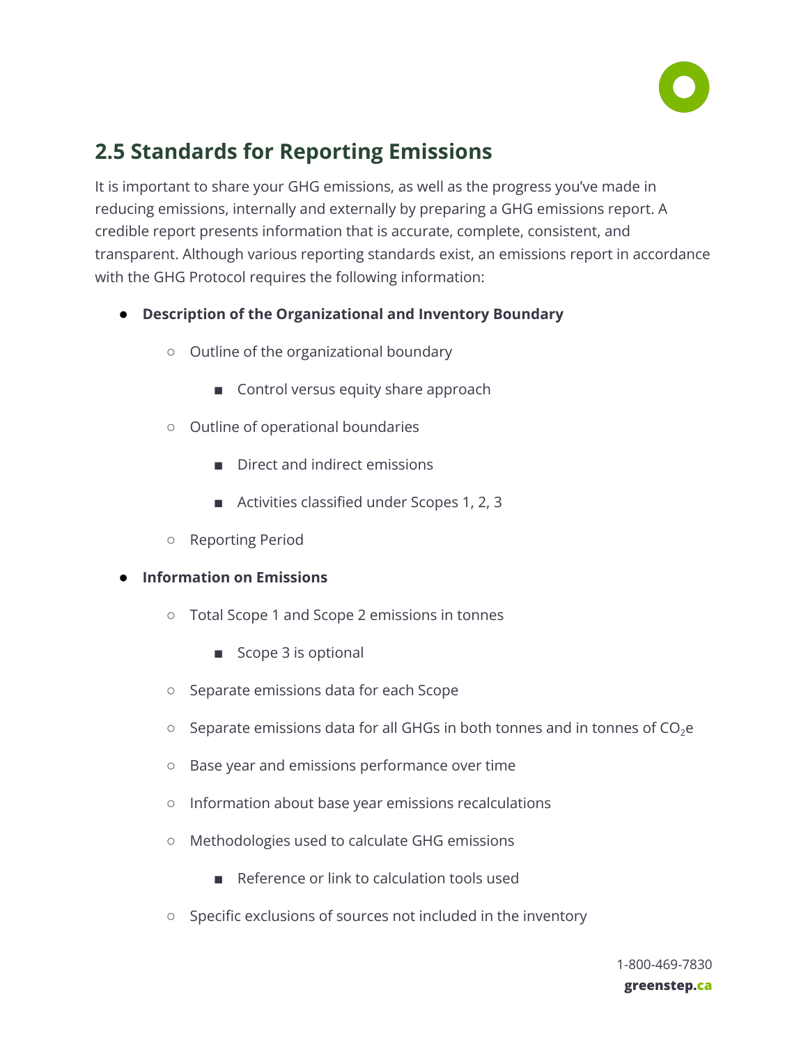## 2.5 Standards for Reporting Emissions

It is important to share your GHG emissions, as well as the progress you've made in reducing emissions, internally and externally by preparing a GHG emissions report. A credible report presents information that is accurate, complete, consistent, and transparent. Although various reporting standards exist, an emissions report in accordance with the GHG Protocol requires the following information:

- **Description of the Organizational and Inventory Boundary**
  - Outline of the organizational boundary
    - Control versus equity share approach
  - Outline of operational boundaries
    - Direct and indirect emissions
    - Activities classified under Scopes 1, 2, 3
  - Reporting Period
- **Information on Emissions**
  - Total Scope 1 and Scope 2 emissions in tonnes
    - Scope 3 is optional
  - Separate emissions data for each Scope
  - Separate emissions data for all GHGs in both tonnes and in tonnes of $CO_2e$
  - Base year and emissions performance over time
  - Information about base year emissions recalculations
  - Methodologies used to calculate GHG emissions
    - Reference or link to calculation tools used
  - Specific exclusions of sources not included in the inventory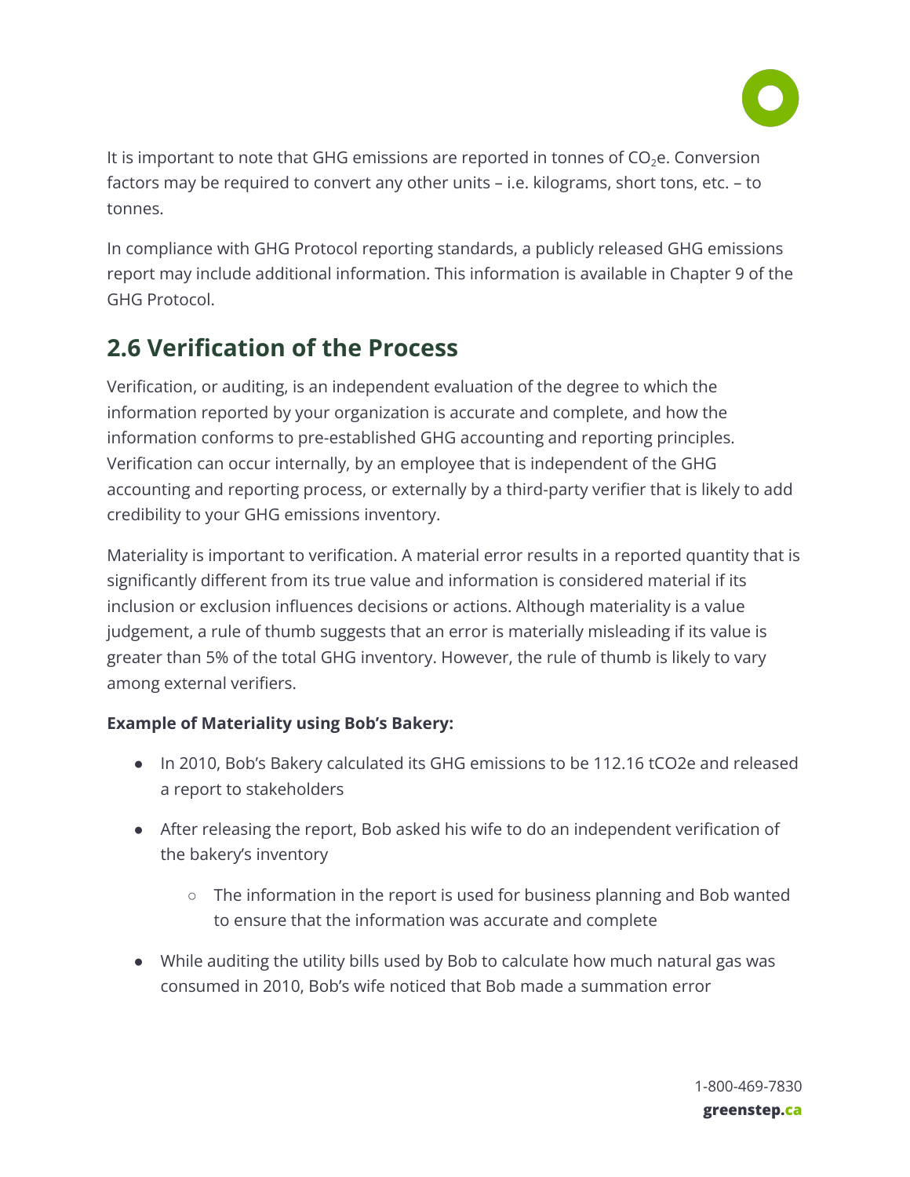It is important to note that GHG emissions are reported in tonnes of $CO_2$e. Conversion factors may be required to convert any other units – i.e. kilograms, short tons, etc. – to tonnes.

In compliance with GHG Protocol reporting standards, a publicly released GHG emissions report may include additional information. This information is available in Chapter 9 of the GHG Protocol.

## 2.6 Verification of the Process

Verification, or auditing, is an independent evaluation of the degree to which the information reported by your organization is accurate and complete, and how the information conforms to pre-established GHG accounting and reporting principles. Verification can occur internally, by an employee that is independent of the GHG accounting and reporting process, or externally by a third-party verifier that is likely to add credibility to your GHG emissions inventory.

Materiality is important to verification. A material error results in a reported quantity that is significantly different from its true value and information is considered material if its inclusion or exclusion influences decisions or actions. Although materiality is a value judgement, a rule of thumb suggests that an error is materially misleading if its value is greater than 5% of the total GHG inventory. However, the rule of thumb is likely to vary among external verifiers.

**Example of Materiality using Bob's Bakery:**

- In 2010, Bob's Bakery calculated its GHG emissions to be 112.16 tCO2e and released a report to stakeholders
- After releasing the report, Bob asked his wife to do an independent verification of the bakery's inventory
  - The information in the report is used for business planning and Bob wanted to ensure that the information was accurate and complete
- While auditing the utility bills used by Bob to calculate how much natural gas was consumed in 2010, Bob's wife noticed that Bob made a summation error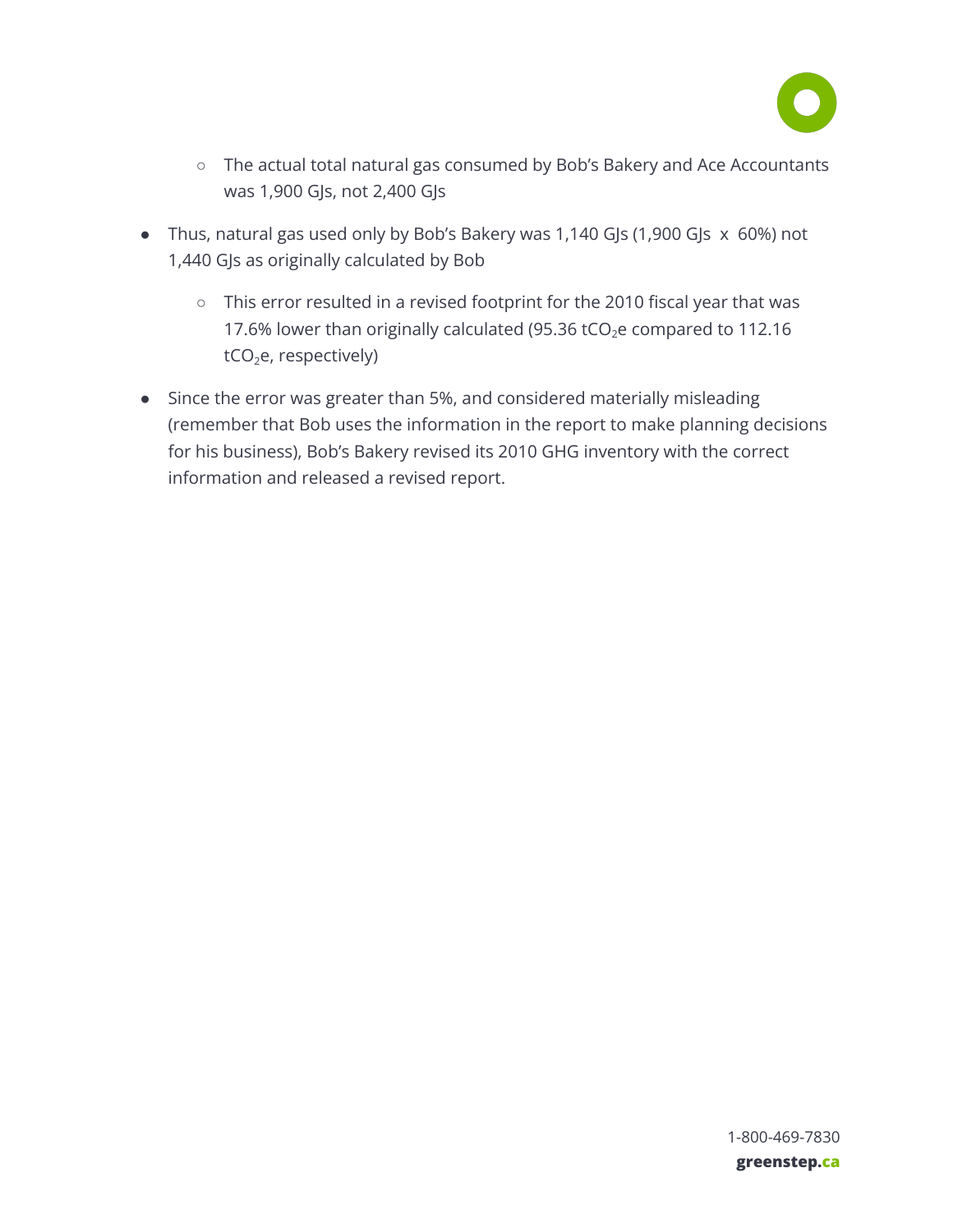- The actual total natural gas consumed by Bob's Bakery and Ace Accountants was 1,900 GJs, not 2,400 GJs
- Thus, natural gas used only by Bob's Bakery was 1,140 GJs (1,900 GJs x 60%) not 1,440 GJs as originally calculated by Bob
    - This error resulted in a revised footprint for the 2010 fiscal year that was 17.6% lower than originally calculated (95.36 $tCO_2e$ compared to 112.16 $tCO_2e$, respectively)
- Since the error was greater than 5%, and considered materially misleading (remember that Bob uses the information in the report to make planning decisions for his business), Bob's Bakery revised its 2010 GHG inventory with the correct information and released a revised report.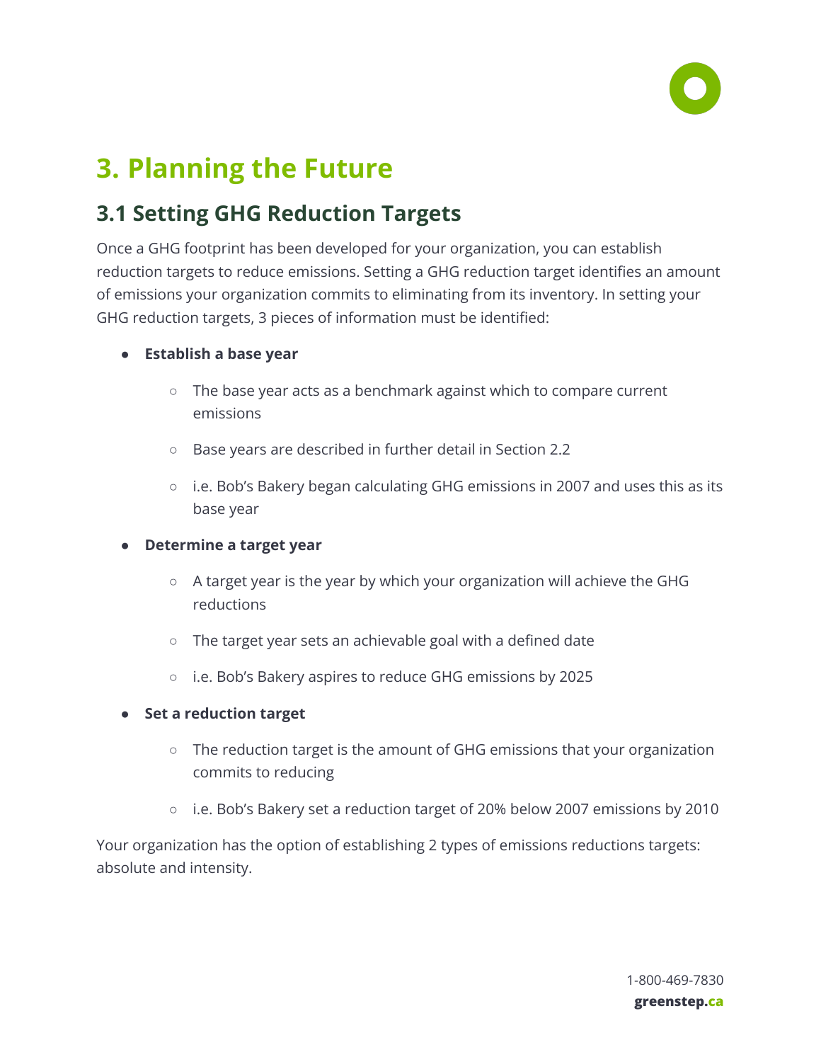# 3. Planning the Future

## 3.1 Setting GHG Reduction Targets

Once a GHG footprint has been developed for your organization, you can establish reduction targets to reduce emissions. Setting a GHG reduction target identifies an amount of emissions your organization commits to eliminating from its inventory. In setting your GHG reduction targets, 3 pieces of information must be identified:

- **Establish a base year**
  - The base year acts as a benchmark against which to compare current emissions
  - Base years are described in further detail in Section 2.2
  - i.e. Bob's Bakery began calculating GHG emissions in 2007 and uses this as its base year
- **Determine a target year**
  - A target year is the year by which your organization will achieve the GHG reductions
  - The target year sets an achievable goal with a defined date
  - i.e. Bob's Bakery aspires to reduce GHG emissions by 2025
- **Set a reduction target**
  - The reduction target is the amount of GHG emissions that your organization commits to reducing
  - i.e. Bob's Bakery set a reduction target of 20% below 2007 emissions by 2010

Your organization has the option of establishing 2 types of emissions reductions targets: absolute and intensity.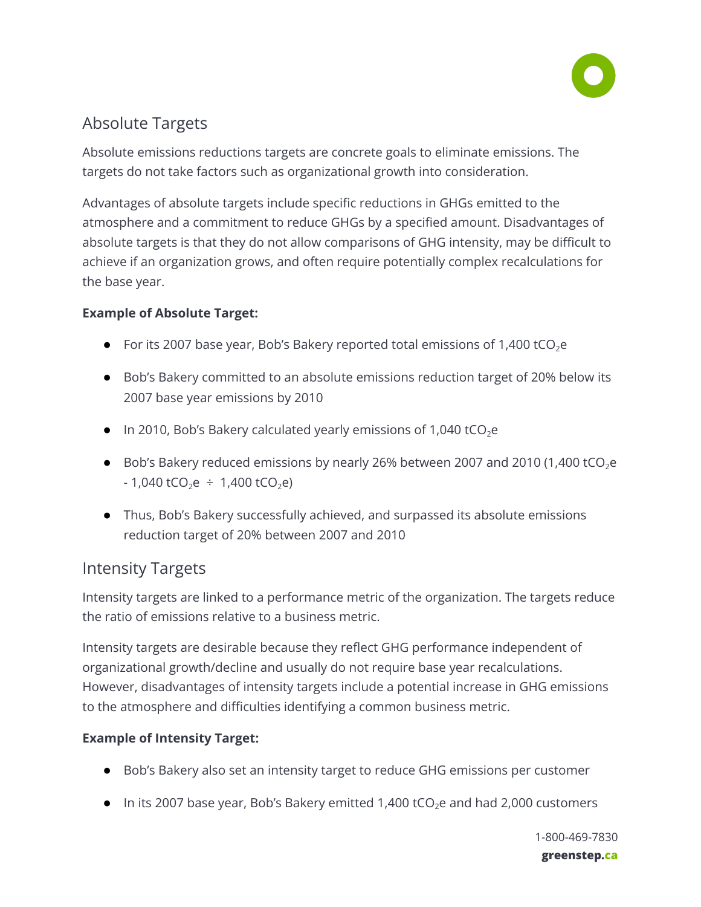## Absolute Targets

Absolute emissions reductions targets are concrete goals to eliminate emissions. The targets do not take factors such as organizational growth into consideration.

Advantages of absolute targets include specific reductions in GHGs emitted to the atmosphere and a commitment to reduce GHGs by a specified amount. Disadvantages of absolute targets is that they do not allow comparisons of GHG intensity, may be difficult to achieve if an organization grows, and often require potentially complex recalculations for the base year.

**Example of Absolute Target:**

- For its 2007 base year, Bob's Bakery reported total emissions of 1,400 $tCO_2e$
- Bob's Bakery committed to an absolute emissions reduction target of 20% below its 2007 base year emissions by 2010
- In 2010, Bob's Bakery calculated yearly emissions of 1,040 $tCO_2e$
- Bob's Bakery reduced emissions by nearly 26% between 2007 and 2010 (1,400 $tCO_2e$ - 1,040 $tCO_2e$ ÷ 1,400 $tCO_2e$)
- Thus, Bob's Bakery successfully achieved, and surpassed its absolute emissions reduction target of 20% between 2007 and 2010

## Intensity Targets

Intensity targets are linked to a performance metric of the organization. The targets reduce the ratio of emissions relative to a business metric.

Intensity targets are desirable because they reflect GHG performance independent of organizational growth/decline and usually do not require base year recalculations. However, disadvantages of intensity targets include a potential increase in GHG emissions to the atmosphere and difficulties identifying a common business metric.

**Example of Intensity Target:**

- Bob's Bakery also set an intensity target to reduce GHG emissions per customer
- In its 2007 base year, Bob's Bakery emitted 1,400 $tCO_2e$ and had 2,000 customers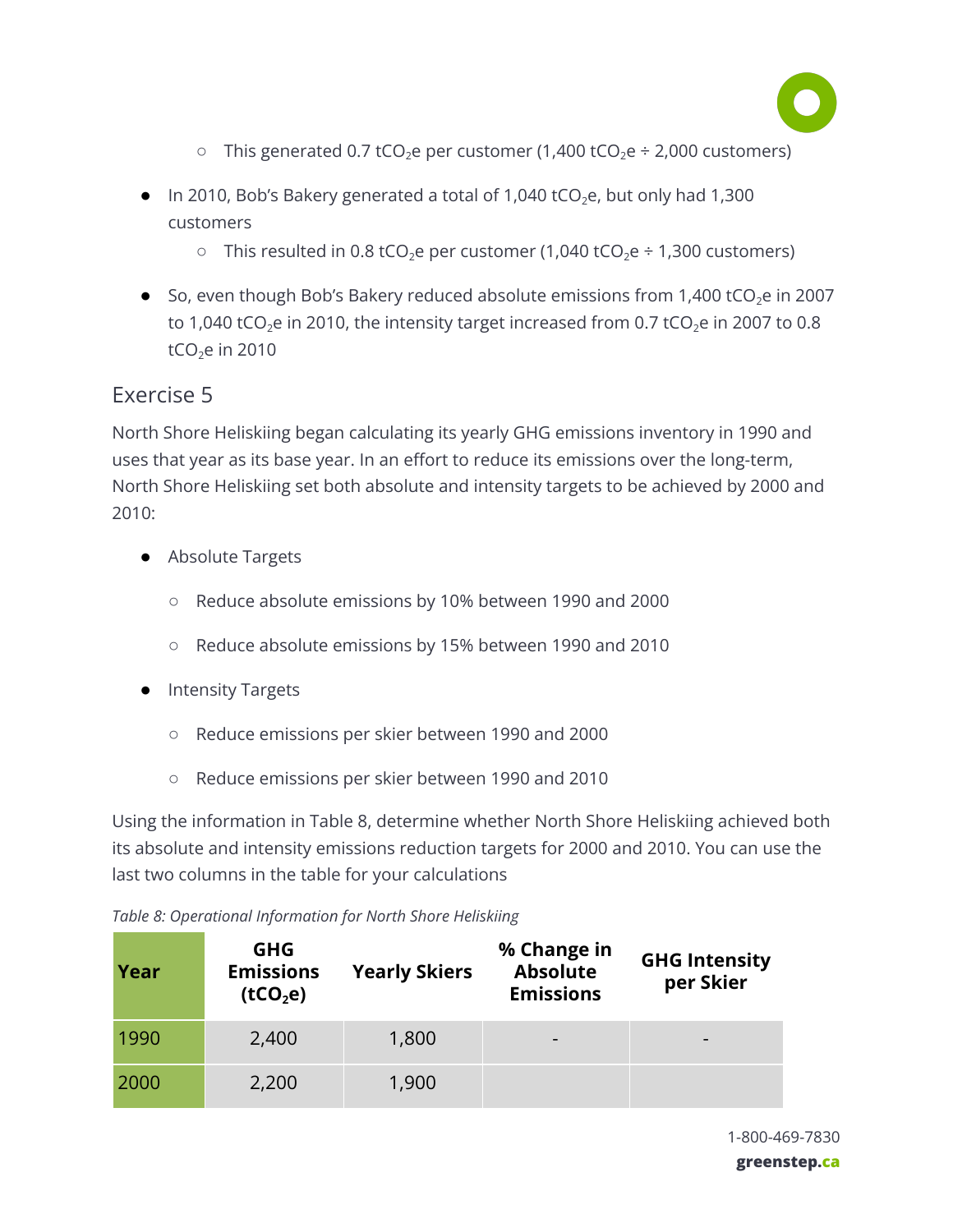- This generated 0.7 $tCO_2e$ per customer (1,400 $tCO_2e$ ÷ 2,000 customers)

- In 2010, Bob's Bakery generated a total of 1,040 $tCO_2e$, but only had 1,300 customers
    - This resulted in 0.8 $tCO_2e$ per customer (1,040 $tCO_2e$ ÷ 1,300 customers)
- So, even though Bob's Bakery reduced absolute emissions from 1,400 $tCO_2e$ in 2007 to 1,040 $tCO_2e$ in 2010, the intensity target increased from 0.7 $tCO_2e$ in 2007 to 0.8 $tCO_2e$ in 2010

## Exercise 5

North Shore Heliskiing began calculating its yearly GHG emissions inventory in 1990 and uses that year as its base year. In an effort to reduce its emissions over the long-term, North Shore Heliskiing set both absolute and intensity targets to be achieved by 2000 and 2010:

- Absolute Targets
    - Reduce absolute emissions by 10% between 1990 and 2000
    - Reduce absolute emissions by 15% between 1990 and 2010
- Intensity Targets
    - Reduce emissions per skier between 1990 and 2000
    - Reduce emissions per skier between 1990 and 2010

Using the information in Table 8, determine whether North Shore Heliskiing achieved both its absolute and intensity emissions reduction targets for 2000 and 2010. You can use the last two columns in the table for your calculations

*Table 8: Operational Information for North Shore Heliskiing*

| Year | GHG Emissions ($tCO_2e$) | Yearly Skiers | % Change in Absolute Emissions | GHG Intensity per Skier |
|---|---|---|---|---|
| 1990 | 2,400 | 1,800 | - | - |
| 2000 | 2,200 | 1,900 | | |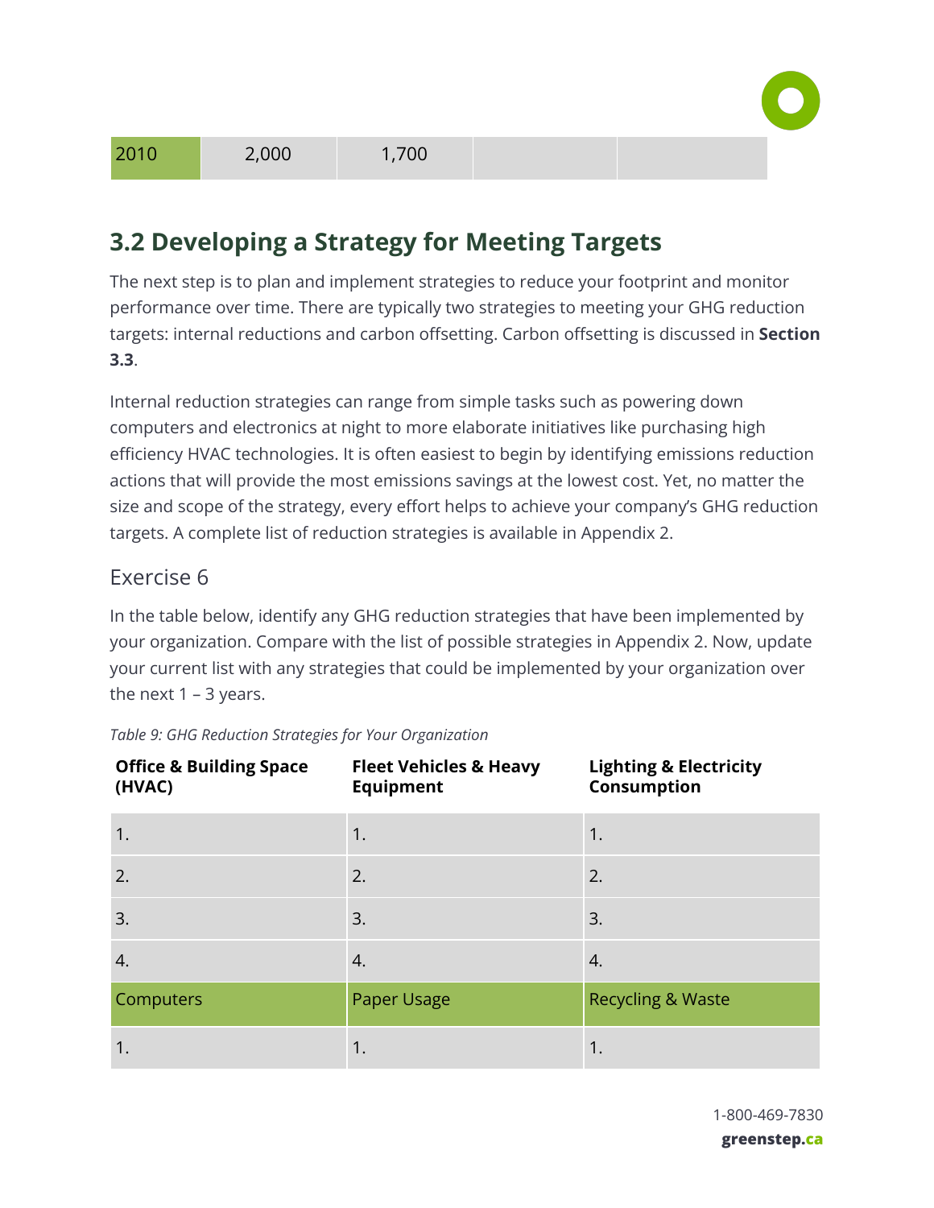| 2010 | 2,000 | 1,700 | | |
|---|---|---|---|---|

## 3.2 Developing a Strategy for Meeting Targets

The next step is to plan and implement strategies to reduce your footprint and monitor performance over time. There are typically two strategies to meeting your GHG reduction targets: internal reductions and carbon offsetting. Carbon offsetting is discussed in **Section 3.3**.

Internal reduction strategies can range from simple tasks such as powering down computers and electronics at night to more elaborate initiatives like purchasing high efficiency HVAC technologies. It is often easiest to begin by identifying emissions reduction actions that will provide the most emissions savings at the lowest cost. Yet, no matter the size and scope of the strategy, every effort helps to achieve your company's GHG reduction targets. A complete list of reduction strategies is available in Appendix 2.

### Exercise 6

In the table below, identify any GHG reduction strategies that have been implemented by your organization. Compare with the list of possible strategies in Appendix 2. Now, update your current list with any strategies that could be implemented by your organization over the next 1 – 3 years.

*Table 9: GHG Reduction Strategies for Your Organization*

| **Office & Building Space (HVAC)** | **Fleet Vehicles & Heavy Equipment** | **Lighting & Electricity Consumption** |
|---|---|---|
| 1. | 1. | 1. |
| 2. | 2. | 2. |
| 3. | 3. | 3. |
| 4. | 4. | 4. |
| Computers | Paper Usage | Recycling & Waste |
| 1. | 1. | 1. |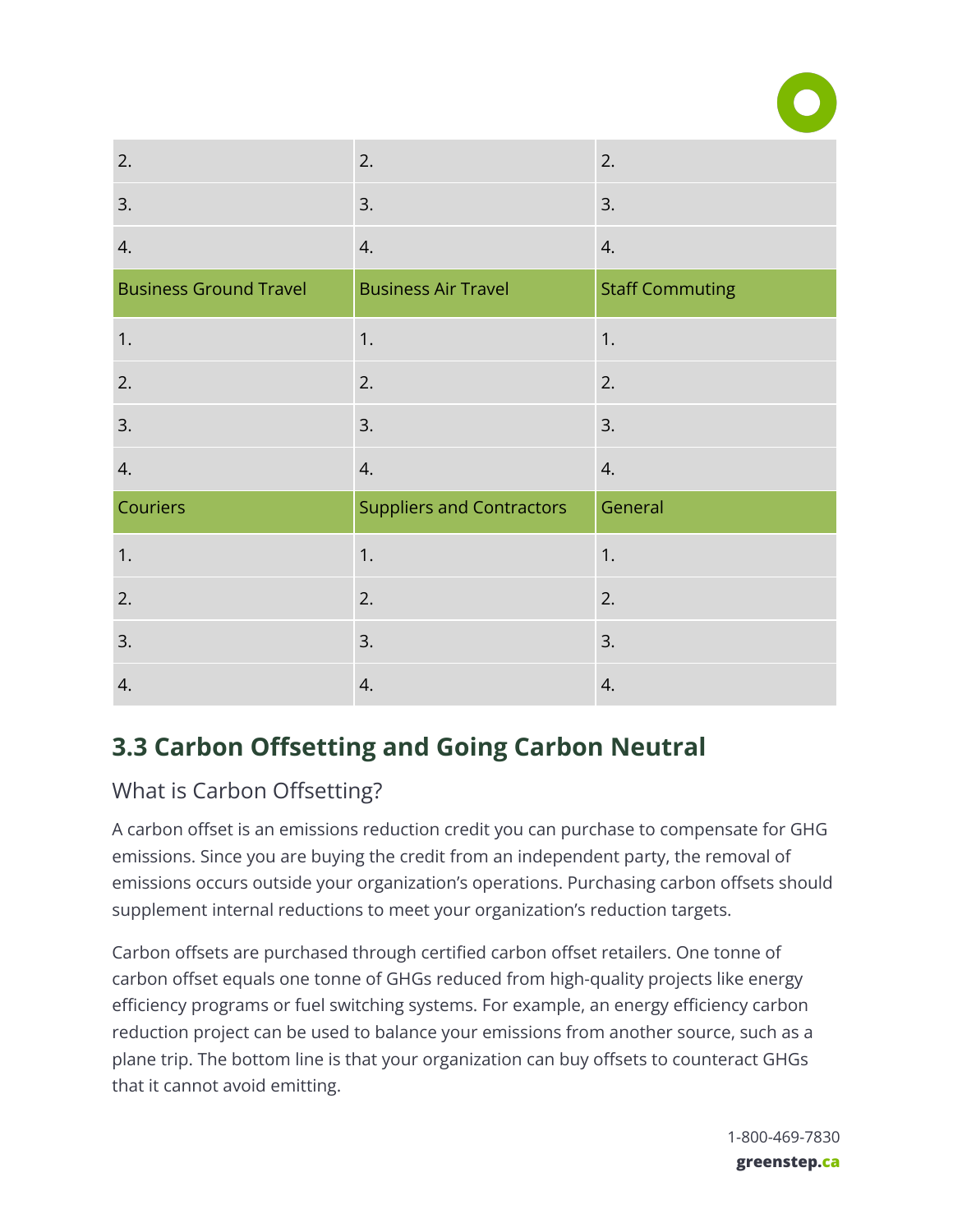| | | |
|---|---|---|
| 2. | 2. | 2. |
| 3. | 3. | 3. |
| 4. | 4. | 4. |
| **Business Ground Travel** | **Business Air Travel** | **Staff Commuting** |
| 1. | 1. | 1. |
| 2. | 2. | 2. |
| 3. | 3. | 3. |
| 4. | 4. | 4. |
| **Couriers** | **Suppliers and Contractors** | **General** |
| 1. | 1. | 1. |
| 2. | 2. | 2. |
| 3. | 3. | 3. |
| 4. | 4. | 4. |

## 3.3 Carbon Offsetting and Going Carbon Neutral

### What is Carbon Offsetting?

A carbon offset is an emissions reduction credit you can purchase to compensate for GHG emissions. Since you are buying the credit from an independent party, the removal of emissions occurs outside your organization's operations. Purchasing carbon offsets should supplement internal reductions to meet your organization's reduction targets.

Carbon offsets are purchased through certified carbon offset retailers. One tonne of carbon offset equals one tonne of GHGs reduced from high-quality projects like energy efficiency programs or fuel switching systems. For example, an energy efficiency carbon reduction project can be used to balance your emissions from another source, such as a plane trip. The bottom line is that your organization can buy offsets to counteract GHGs that it cannot avoid emitting.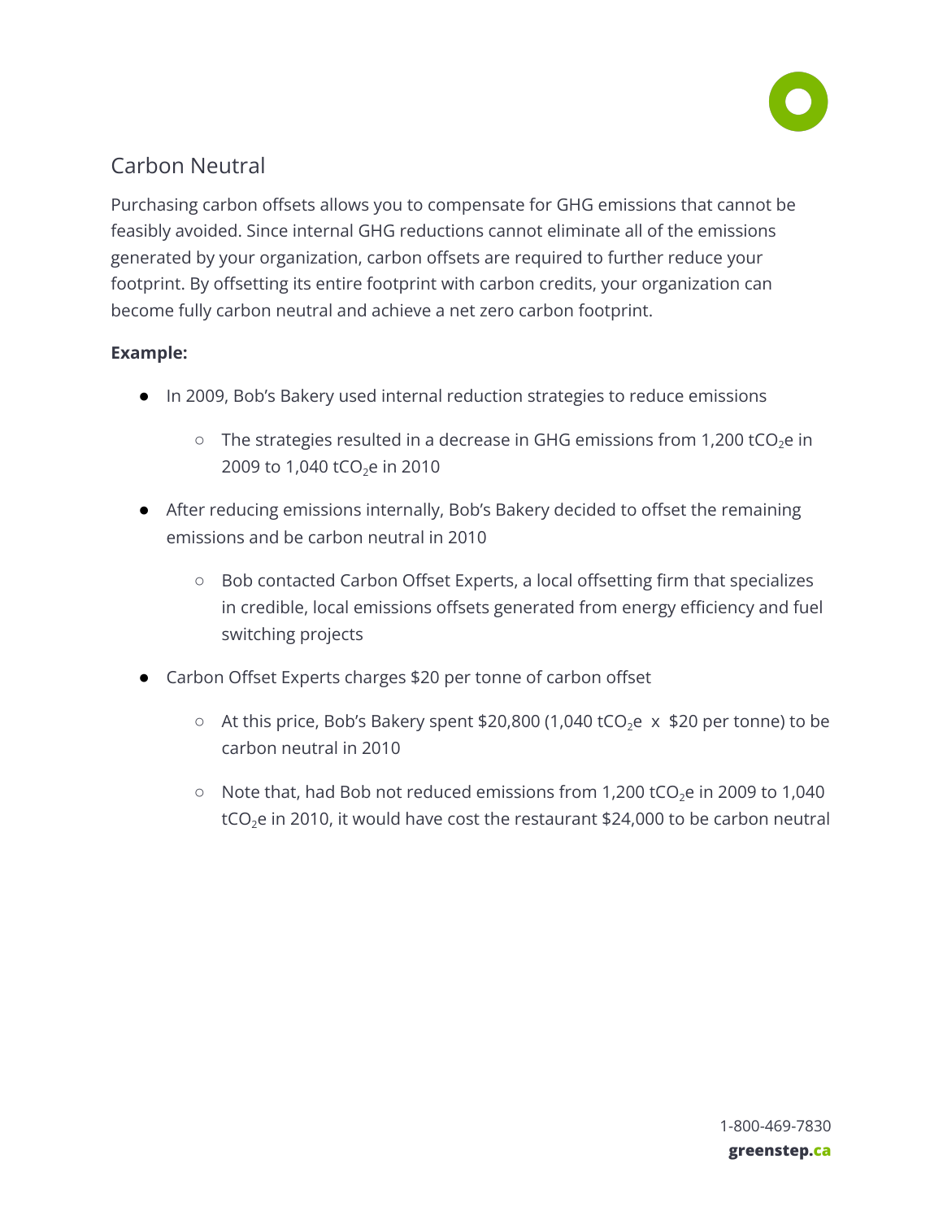## Carbon Neutral

Purchasing carbon offsets allows you to compensate for GHG emissions that cannot be feasibly avoided. Since internal GHG reductions cannot eliminate all of the emissions generated by your organization, carbon offsets are required to further reduce your footprint. By offsetting its entire footprint with carbon credits, your organization can become fully carbon neutral and achieve a net zero carbon footprint.

**Example:**

- In 2009, Bob's Bakery used internal reduction strategies to reduce emissions
  - The strategies resulted in a decrease in GHG emissions from 1,200 $tCO_2e$ in 2009 to 1,040 $tCO_2e$ in 2010
- After reducing emissions internally, Bob's Bakery decided to offset the remaining emissions and be carbon neutral in 2010
  - Bob contacted Carbon Offset Experts, a local offsetting firm that specializes in credible, local emissions offsets generated from energy efficiency and fuel switching projects
- Carbon Offset Experts charges $20 per tonne of carbon offset
  - At this price, Bob's Bakery spent $20,800 (1,040 $tCO_2e$ x $20 per tonne) to be carbon neutral in 2010
  - Note that, had Bob not reduced emissions from 1,200 $tCO_2e$ in 2009 to 1,040 $tCO_2e$ in 2010, it would have cost the restaurant $24,000 to be carbon neutral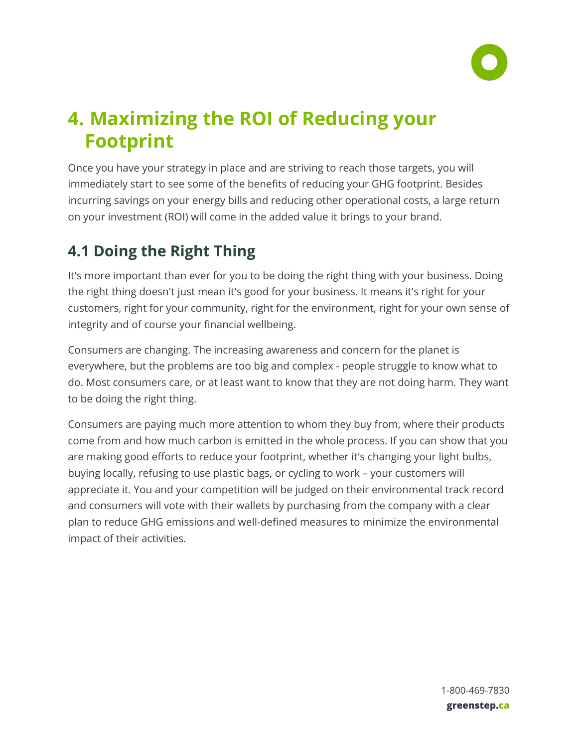# 4. Maximizing the ROI of Reducing your Footprint

Once you have your strategy in place and are striving to reach those targets, you will immediately start to see some of the benefits of reducing your GHG footprint. Besides incurring savings on your energy bills and reducing other operational costs, a large return on your investment (ROI) will come in the added value it brings to your brand.

## 4.1 Doing the Right Thing

It's more important than ever for you to be doing the right thing with your business. Doing the right thing doesn't just mean it's good for your business. It means it's right for your customers, right for your community, right for the environment, right for your own sense of integrity and of course your financial wellbeing.

Consumers are changing. The increasing awareness and concern for the planet is everywhere, but the problems are too big and complex - people struggle to know what to do. Most consumers care, or at least want to know that they are not doing harm. They want to be doing the right thing.

Consumers are paying much more attention to whom they buy from, where their products come from and how much carbon is emitted in the whole process. If you can show that you are making good efforts to reduce your footprint, whether it's changing your light bulbs, buying locally, refusing to use plastic bags, or cycling to work – your customers will appreciate it. You and your competition will be judged on their environmental track record and consumers will vote with their wallets by purchasing from the company with a clear plan to reduce GHG emissions and well-defined measures to minimize the environmental impact of their activities.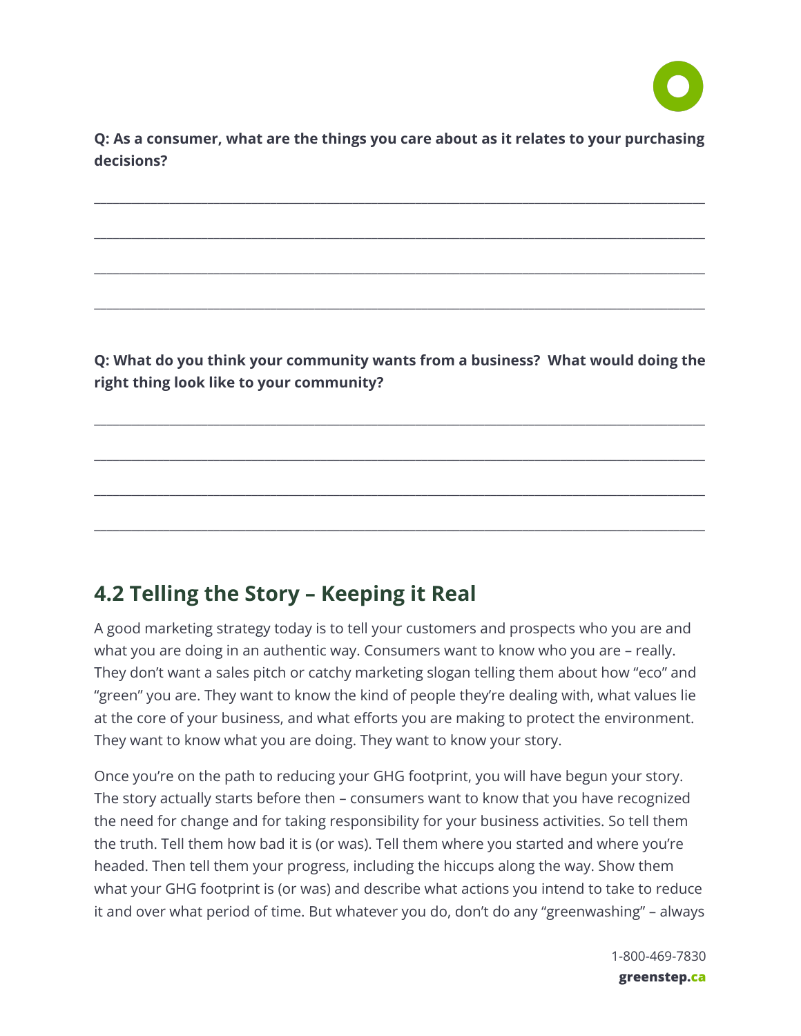**Q: As a consumer, what are the things you care about as it relates to your purchasing decisions?**

_______________________________________________________________________________

_______________________________________________________________________________

_______________________________________________________________________________

_______________________________________________________________________________

**Q: What do you think your community wants from a business? What would doing the right thing look like to your community?**

_______________________________________________________________________________

_______________________________________________________________________________

_______________________________________________________________________________

_______________________________________________________________________________

## 4.2 Telling the Story – Keeping it Real

A good marketing strategy today is to tell your customers and prospects who you are and what you are doing in an authentic way. Consumers want to know who you are – really. They don't want a sales pitch or catchy marketing slogan telling them about how "eco" and "green" you are. They want to know the kind of people they're dealing with, what values lie at the core of your business, and what efforts you are making to protect the environment. They want to know what you are doing. They want to know your story.

Once you're on the path to reducing your GHG footprint, you will have begun your story. The story actually starts before then – consumers want to know that you have recognized the need for change and for taking responsibility for your business activities. So tell them the truth. Tell them how bad it is (or was). Tell them where you started and where you're headed. Then tell them your progress, including the hiccups along the way. Show them what your GHG footprint is (or was) and describe what actions you intend to take to reduce it and over what period of time. But whatever you do, don't do any "greenwashing" – always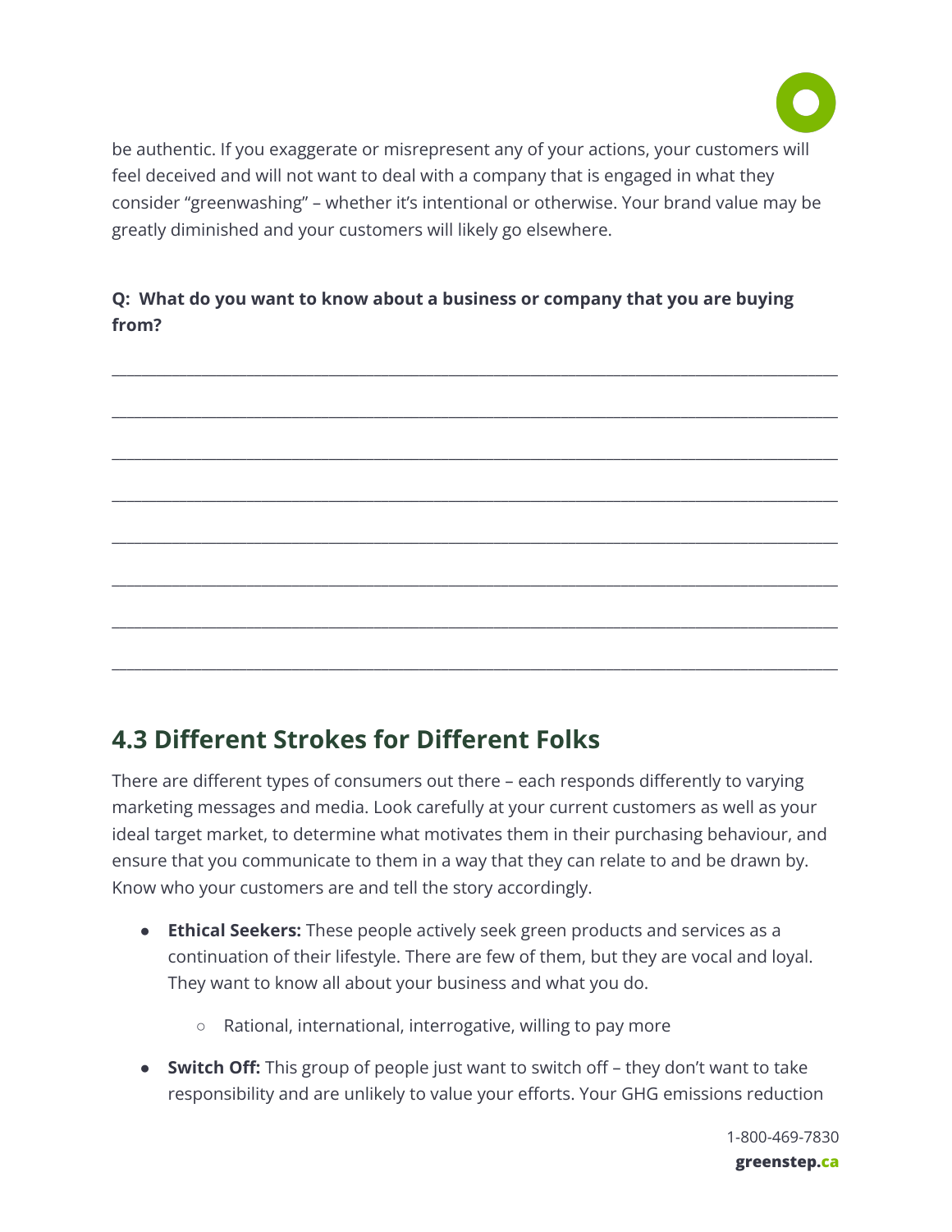be authentic. If you exaggerate or misrepresent any of your actions, your customers will feel deceived and will not want to deal with a company that is engaged in what they consider "greenwashing" – whether it's intentional or otherwise. Your brand value may be greatly diminished and your customers will likely go elsewhere.

**Q: What do you want to know about a business or company that you are buying from?**

________________________________________________________________________________

________________________________________________________________________________

________________________________________________________________________________

________________________________________________________________________________

________________________________________________________________________________

________________________________________________________________________________

________________________________________________________________________________

________________________________________________________________________________

## 4.3 Different Strokes for Different Folks

There are different types of consumers out there – each responds differently to varying marketing messages and media. Look carefully at your current customers as well as your ideal target market, to determine what motivates them in their purchasing behaviour, and ensure that you communicate to them in a way that they can relate to and be drawn by. Know who your customers are and tell the story accordingly.

- **Ethical Seekers:** These people actively seek green products and services as a continuation of their lifestyle. There are few of them, but they are vocal and loyal. They want to know all about your business and what you do.
  - Rational, international, interrogative, willing to pay more
- **Switch Off:** This group of people just want to switch off – they don't want to take responsibility and are unlikely to value your efforts. Your GHG emissions reduction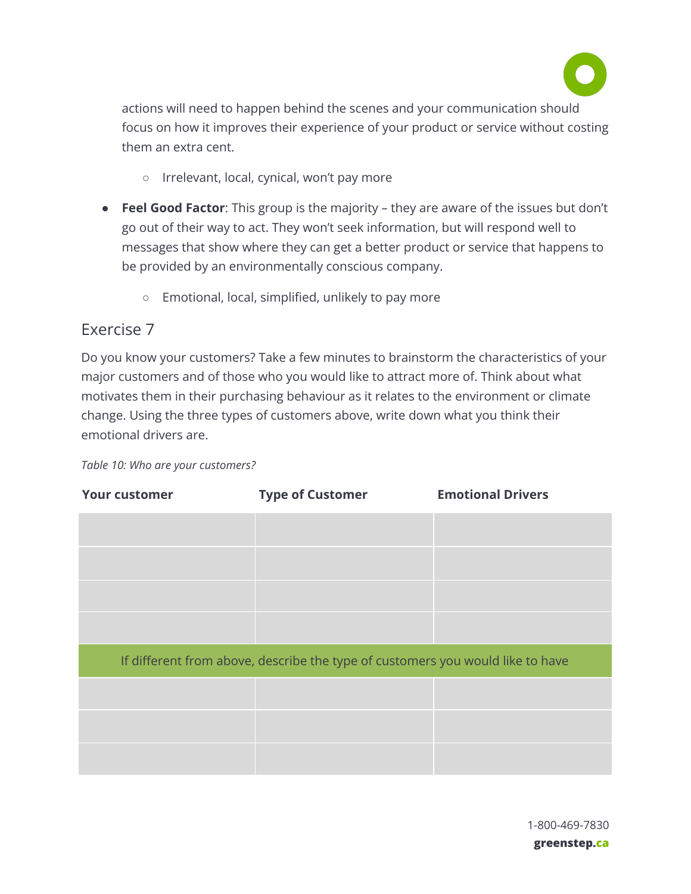actions will need to happen behind the scenes and your communication should focus on how it improves their experience of your product or service without costing them an extra cent.

  - Irrelevant, local, cynical, won't pay more

- **Feel Good Factor**: This group is the majority – they are aware of the issues but don't go out of their way to act. They won't seek information, but will respond well to messages that show where they can get a better product or service that happens to be provided by an environmentally conscious company.
  - Emotional, local, simplified, unlikely to pay more

## Exercise 7

Do you know your customers? Take a few minutes to brainstorm the characteristics of your major customers and of those who you would like to attract more of. Think about what motivates them in their purchasing behaviour as it relates to the environment or climate change. Using the three types of customers above, write down what you think their emotional drivers are.

*Table 10: Who are your customers?*

| Your customer | Type of Customer | Emotional Drivers |
|---|---|---|
| | | |
| | | |
| | | |
| | | |
| If different from above, describe the type of customers you would like to have | | |
| | | |
| | | |
| | | |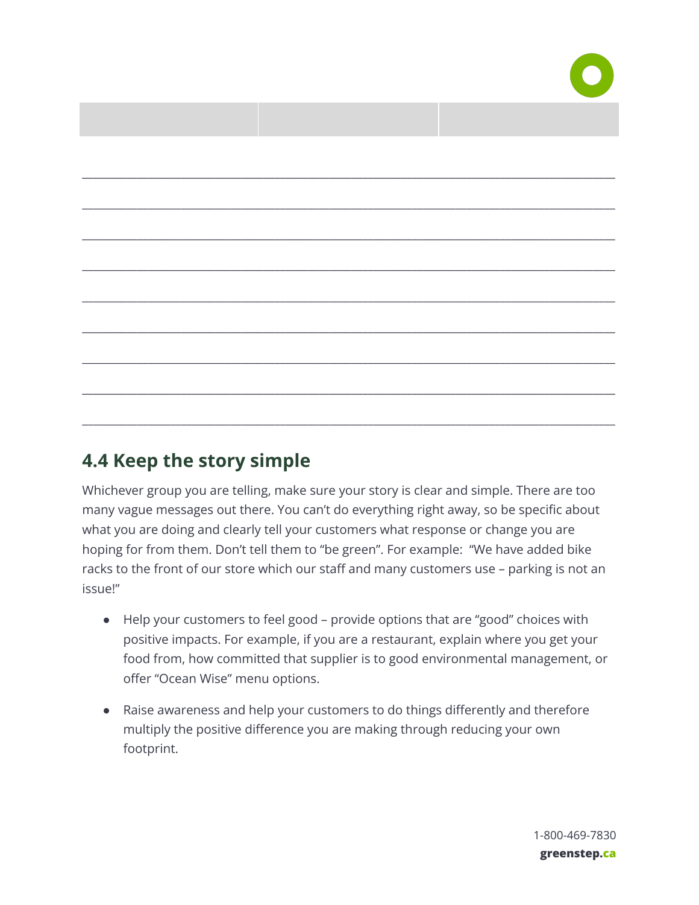| | | |
|---|---|---|

_______________________________________________________________________________

_______________________________________________________________________________

_______________________________________________________________________________

_______________________________________________________________________________

_______________________________________________________________________________

_______________________________________________________________________________

_______________________________________________________________________________

_______________________________________________________________________________

_______________________________________________________________________________

## 4.4 Keep the story simple

Whichever group you are telling, make sure your story is clear and simple. There are too many vague messages out there. You can't do everything right away, so be specific about what you are doing and clearly tell your customers what response or change you are hoping for from them. Don't tell them to "be green". For example: "We have added bike racks to the front of our store which our staff and many customers use – parking is not an issue!"

- Help your customers to feel good – provide options that are "good" choices with positive impacts. For example, if you are a restaurant, explain where you get your food from, how committed that supplier is to good environmental management, or offer "Ocean Wise" menu options.
- Raise awareness and help your customers to do things differently and therefore multiply the positive difference you are making through reducing your own footprint.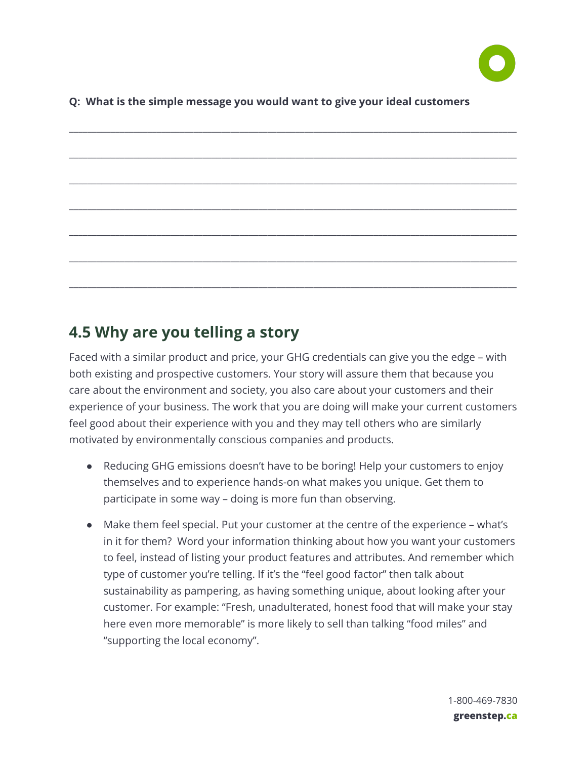**Q: What is the simple message you would want to give your ideal customers**

______________________________________________________________________________

______________________________________________________________________________

______________________________________________________________________________

______________________________________________________________________________

______________________________________________________________________________

______________________________________________________________________________

______________________________________________________________________________

## 4.5 Why are you telling a story

Faced with a similar product and price, your GHG credentials can give you the edge – with both existing and prospective customers. Your story will assure them that because you care about the environment and society, you also care about your customers and their experience of your business. The work that you are doing will make your current customers feel good about their experience with you and they may tell others who are similarly motivated by environmentally conscious companies and products.

- Reducing GHG emissions doesn't have to be boring! Help your customers to enjoy themselves and to experience hands-on what makes you unique. Get them to participate in some way – doing is more fun than observing.
- Make them feel special. Put your customer at the centre of the experience – what's in it for them? Word your information thinking about how you want your customers to feel, instead of listing your product features and attributes. And remember which type of customer you're telling. If it's the "feel good factor" then talk about sustainability as pampering, as having something unique, about looking after your customer. For example: "Fresh, unadulterated, honest food that will make your stay here even more memorable" is more likely to sell than talking "food miles" and "supporting the local economy".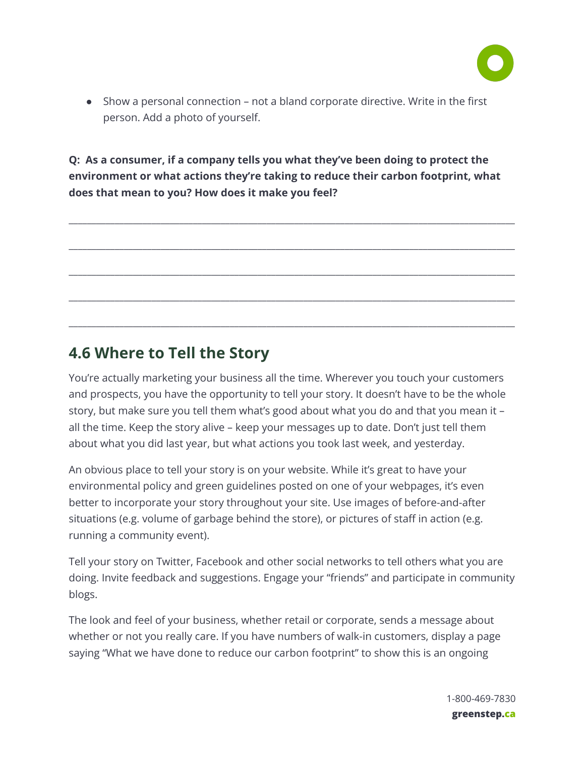- Show a personal connection – not a bland corporate directive. Write in the first person. Add a photo of yourself.

**Q: As a consumer, if a company tells you what they've been doing to protect the environment or what actions they're taking to reduce their carbon footprint, what does that mean to you? How does it make you feel?**

______________________________________________________________________________

______________________________________________________________________________

______________________________________________________________________________

______________________________________________________________________________

______________________________________________________________________________

## 4.6 Where to Tell the Story

You're actually marketing your business all the time. Wherever you touch your customers and prospects, you have the opportunity to tell your story. It doesn't have to be the whole story, but make sure you tell them what's good about what you do and that you mean it – all the time. Keep the story alive – keep your messages up to date. Don't just tell them about what you did last year, but what actions you took last week, and yesterday.

An obvious place to tell your story is on your website. While it's great to have your environmental policy and green guidelines posted on one of your webpages, it's even better to incorporate your story throughout your site. Use images of before-and-after situations (e.g. volume of garbage behind the store), or pictures of staff in action (e.g. running a community event).

Tell your story on Twitter, Facebook and other social networks to tell others what you are doing. Invite feedback and suggestions. Engage your "friends" and participate in community blogs.

The look and feel of your business, whether retail or corporate, sends a message about whether or not you really care. If you have numbers of walk-in customers, display a page saying "What we have done to reduce our carbon footprint" to show this is an ongoing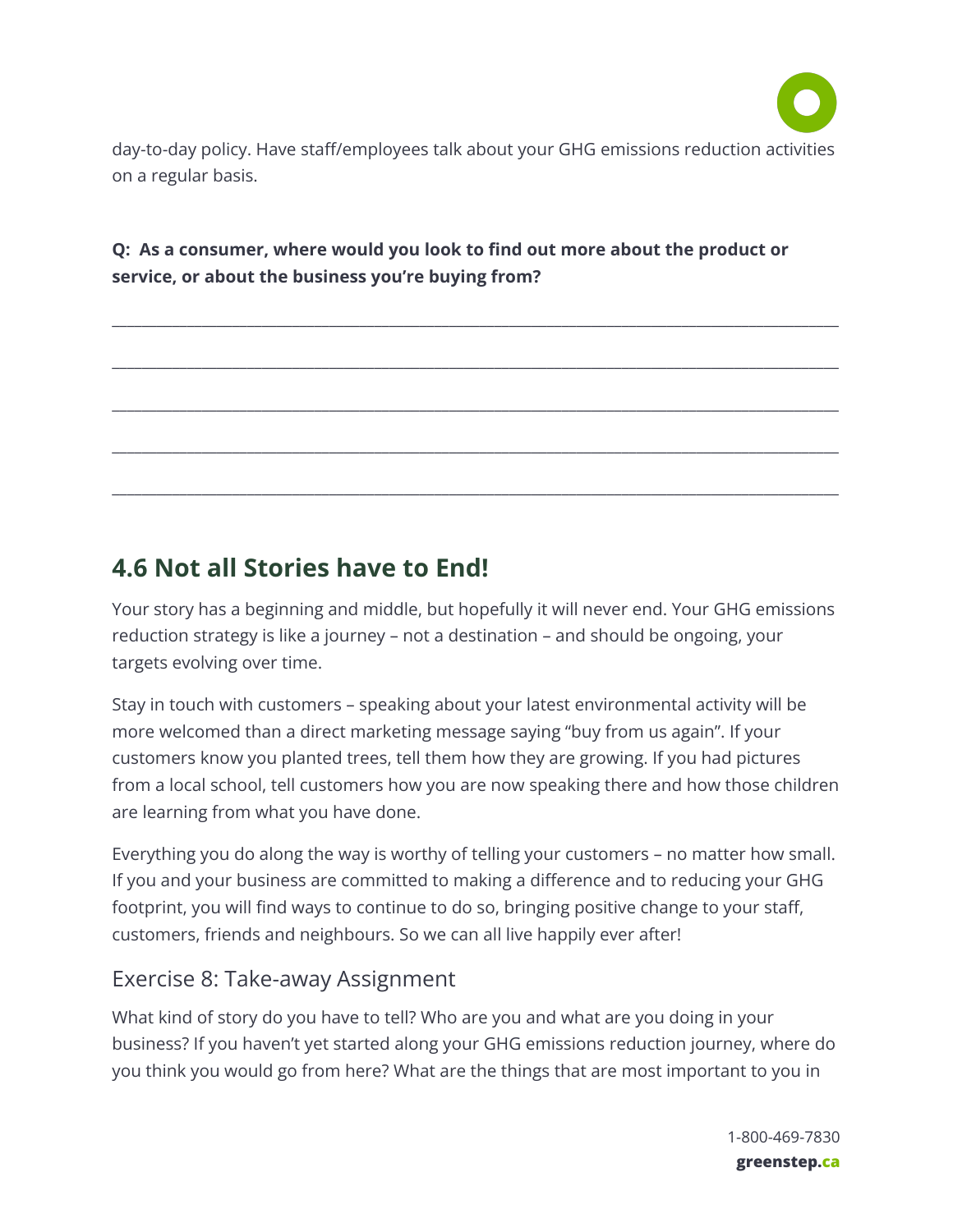day-to-day policy. Have staff/employees talk about your GHG emissions reduction activities on a regular basis.

**Q: As a consumer, where would you look to find out more about the product or service, or about the business you're buying from?**

_______________________________________________________________________________

_______________________________________________________________________________

_______________________________________________________________________________

_______________________________________________________________________________

_______________________________________________________________________________

## 4.6 Not all Stories have to End!

Your story has a beginning and middle, but hopefully it will never end. Your GHG emissions reduction strategy is like a journey – not a destination – and should be ongoing, your targets evolving over time.

Stay in touch with customers – speaking about your latest environmental activity will be more welcomed than a direct marketing message saying "buy from us again". If your customers know you planted trees, tell them how they are growing. If you had pictures from a local school, tell customers how you are now speaking there and how those children are learning from what you have done.

Everything you do along the way is worthy of telling your customers – no matter how small. If you and your business are committed to making a difference and to reducing your GHG footprint, you will find ways to continue to do so, bringing positive change to your staff, customers, friends and neighbours. So we can all live happily ever after!

### Exercise 8: Take-away Assignment

What kind of story do you have to tell? Who are you and what are you doing in your business? If you haven't yet started along your GHG emissions reduction journey, where do you think you would go from here? What are the things that are most important to you in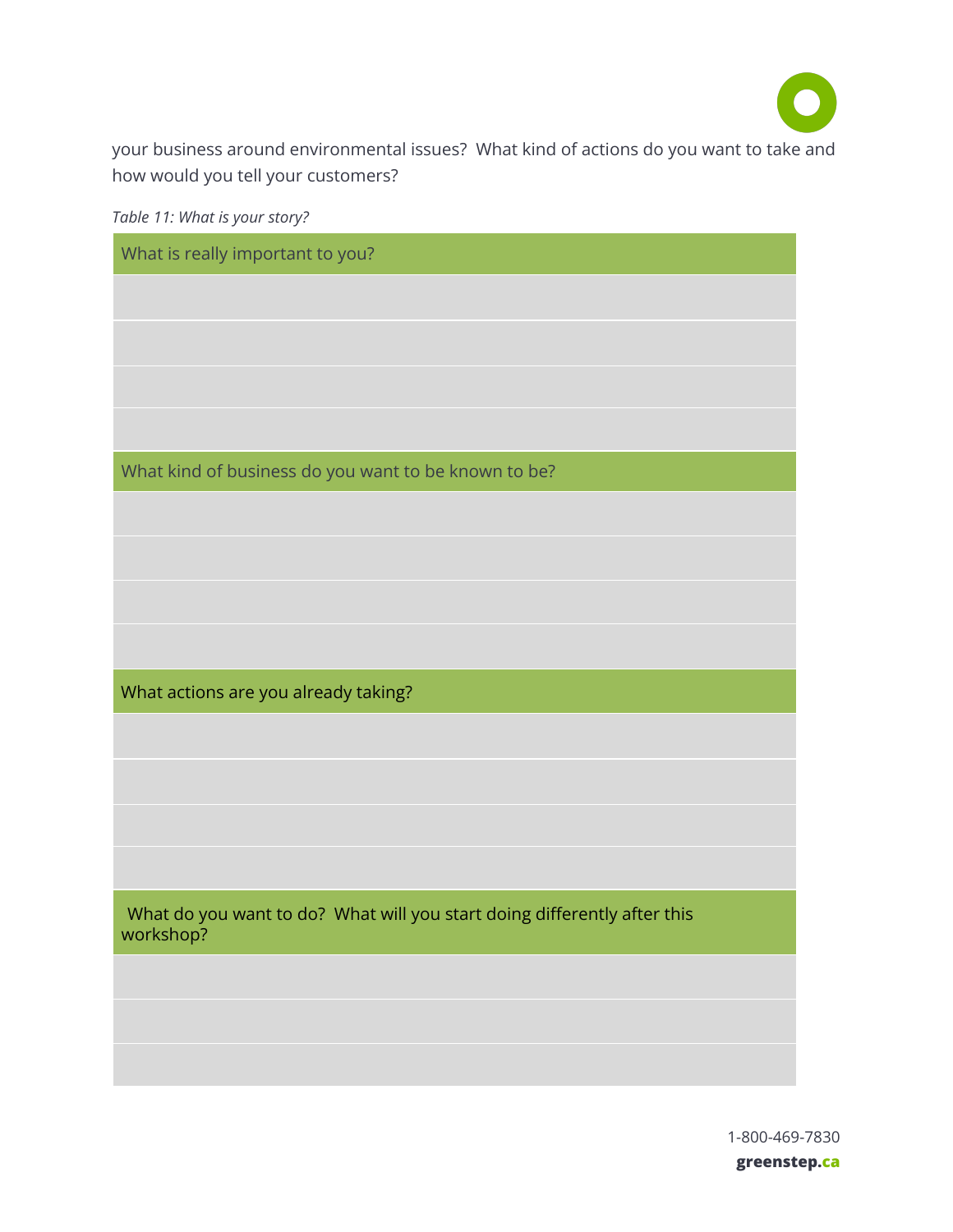your business around environmental issues? What kind of actions do you want to take and how would you tell your customers?

*Table 11: What is your story?*

| What is really important to you? |
|---|
| |
| |
| |
| |
| **What kind of business do you want to be known to be?** |
| |
| |
| |
| |
| **What actions are you already taking?** |
| |
| |
| |
| |
| **What do you want to do? What will you start doing differently after this workshop?** |
| |
| |
| |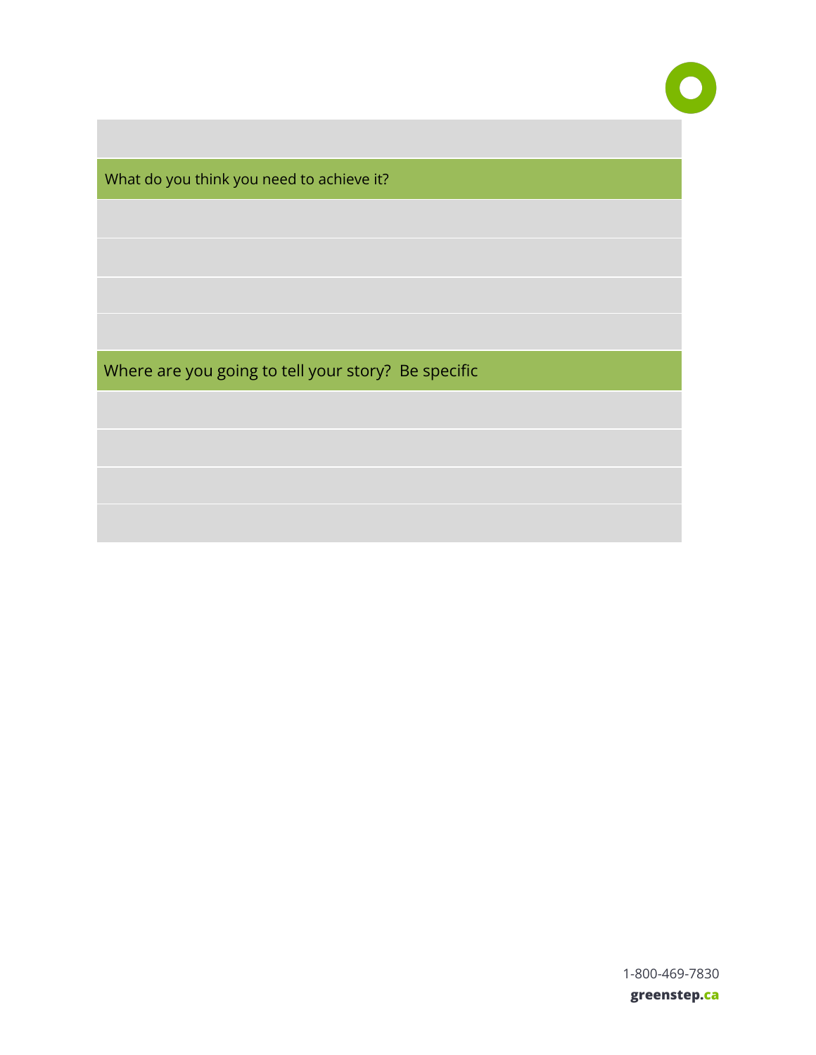| |
|---|
| |
| What do you think you need to achieve it? |
| |
| |
| |
| |
| Where are you going to tell your story? Be specific |
| |
| |
| |
| |

1-800-469-7830
**greenstep.ca**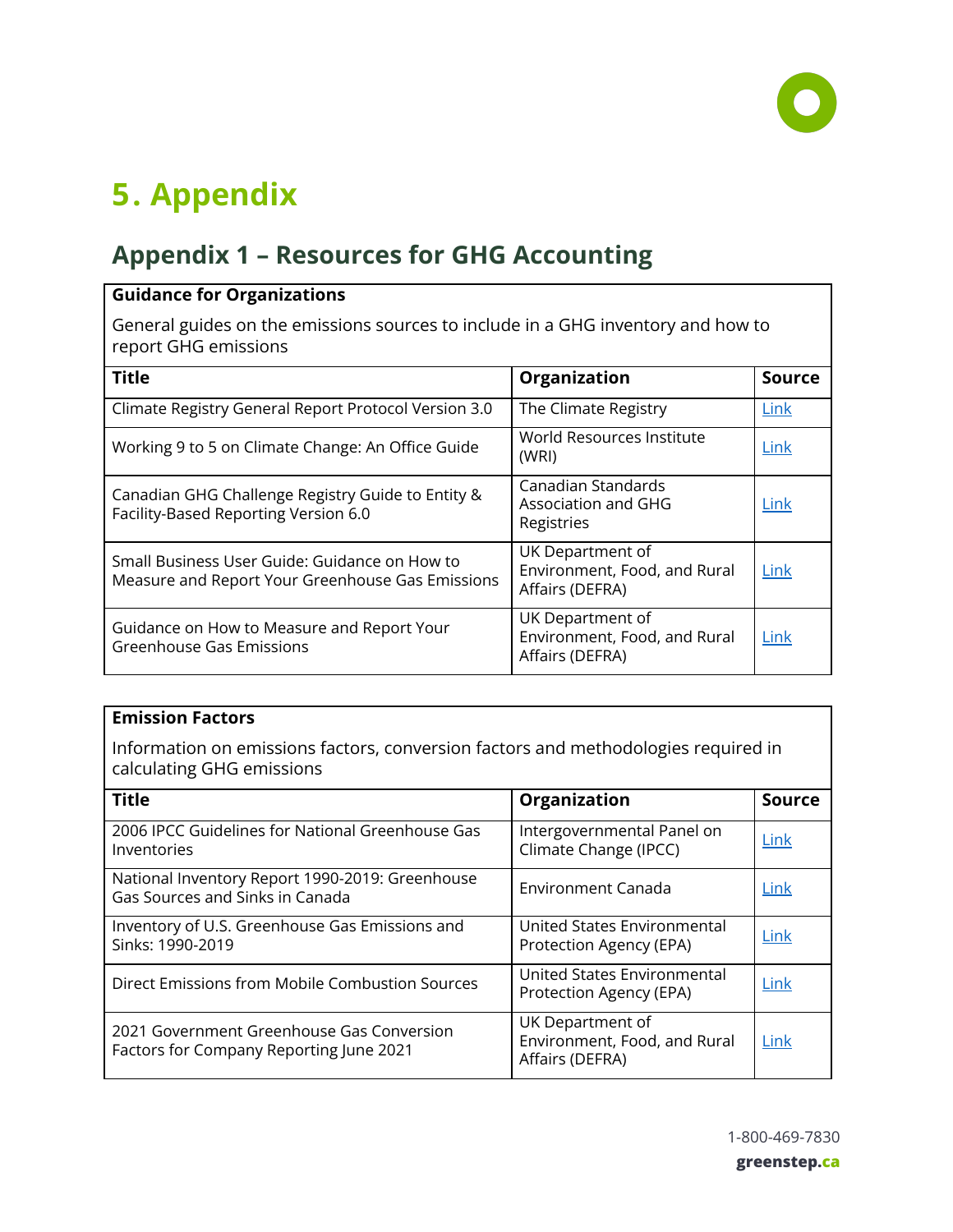# 5. Appendix

## Appendix 1 – Resources for GHG Accounting

**Guidance for Organizations**

General guides on the emissions sources to include in a GHG inventory and how to report GHG emissions

| Title | Organization | Source |
|---|---|---|
| Climate Registry General Report Protocol Version 3.0 | The Climate Registry | Link |
| Working 9 to 5 on Climate Change: An Office Guide | World Resources Institute (WRI) | Link |
| Canadian GHG Challenge Registry Guide to Entity & Facility-Based Reporting Version 6.0 | Canadian Standards Association and GHG Registries | Link |
| Small Business User Guide: Guidance on How to Measure and Report Your Greenhouse Gas Emissions | UK Department of Environment, Food, and Rural Affairs (DEFRA) | Link |
| Guidance on How to Measure and Report Your Greenhouse Gas Emissions | UK Department of Environment, Food, and Rural Affairs (DEFRA) | Link |

**Emission Factors**

Information on emissions factors, conversion factors and methodologies required in calculating GHG emissions

| Title | Organization | Source |
|---|---|---|
| 2006 IPCC Guidelines for National Greenhouse Gas Inventories | Intergovernmental Panel on Climate Change (IPCC) | Link |
| National Inventory Report 1990-2019: Greenhouse Gas Sources and Sinks in Canada | Environment Canada | Link |
| Inventory of U.S. Greenhouse Gas Emissions and Sinks: 1990-2019 | United States Environmental Protection Agency (EPA) | Link |
| Direct Emissions from Mobile Combustion Sources | United States Environmental Protection Agency (EPA) | Link |
| 2021 Government Greenhouse Gas Conversion Factors for Company Reporting June 2021 | UK Department of Environment, Food, and Rural Affairs (DEFRA) | Link |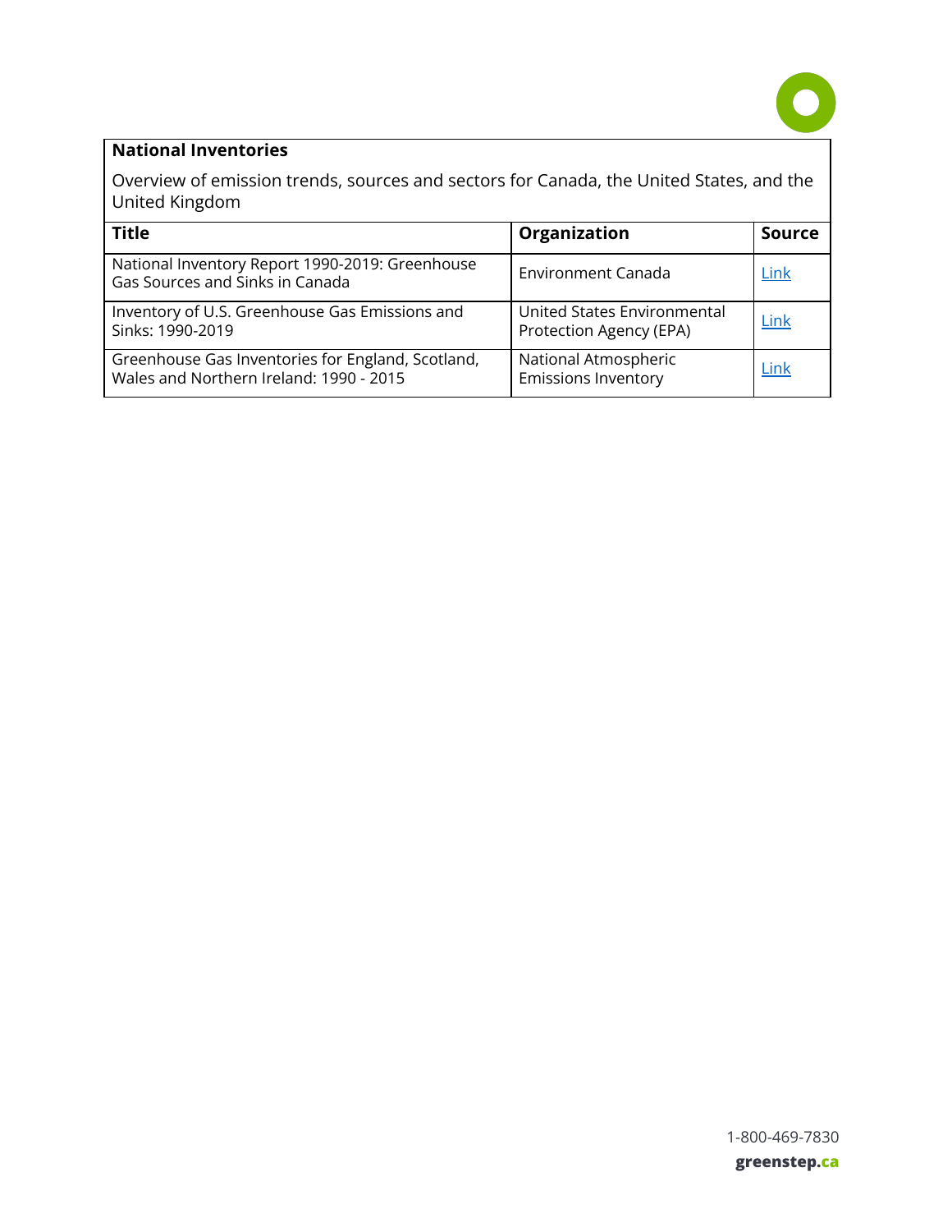**National Inventories**

Overview of emission trends, sources and sectors for Canada, the United States, and the United Kingdom

| Title | Organization | Source |
|---|---|---|
| National Inventory Report 1990-2019: Greenhouse Gas Sources and Sinks in Canada | Environment Canada | Link |
| Inventory of U.S. Greenhouse Gas Emissions and Sinks: 1990-2019 | United States Environmental Protection Agency (EPA) | Link |
| Greenhouse Gas Inventories for England, Scotland, Wales and Northern Ireland: 1990 - 2015 | National Atmospheric Emissions Inventory | Link |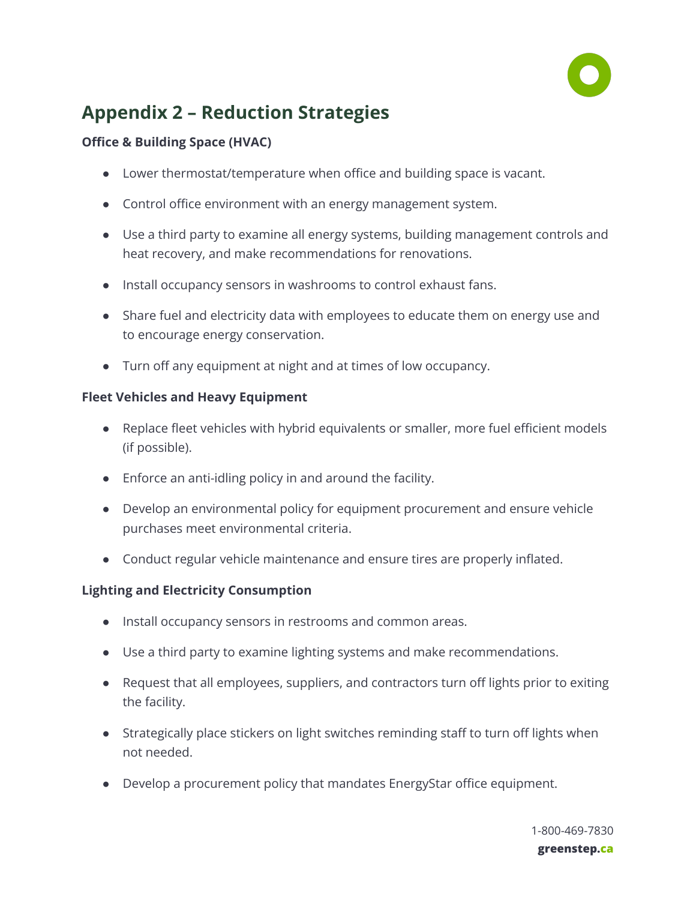## Appendix 2 – Reduction Strategies

**Office & Building Space (HVAC)**

- Lower thermostat/temperature when office and building space is vacant.
- Control office environment with an energy management system.
- Use a third party to examine all energy systems, building management controls and heat recovery, and make recommendations for renovations.
- Install occupancy sensors in washrooms to control exhaust fans.
- Share fuel and electricity data with employees to educate them on energy use and to encourage energy conservation.
- Turn off any equipment at night and at times of low occupancy.

**Fleet Vehicles and Heavy Equipment**

- Replace fleet vehicles with hybrid equivalents or smaller, more fuel efficient models (if possible).
- Enforce an anti-idling policy in and around the facility.
- Develop an environmental policy for equipment procurement and ensure vehicle purchases meet environmental criteria.
- Conduct regular vehicle maintenance and ensure tires are properly inflated.

**Lighting and Electricity Consumption**

- Install occupancy sensors in restrooms and common areas.
- Use a third party to examine lighting systems and make recommendations.
- Request that all employees, suppliers, and contractors turn off lights prior to exiting the facility.
- Strategically place stickers on light switches reminding staff to turn off lights when not needed.
- Develop a procurement policy that mandates EnergyStar office equipment.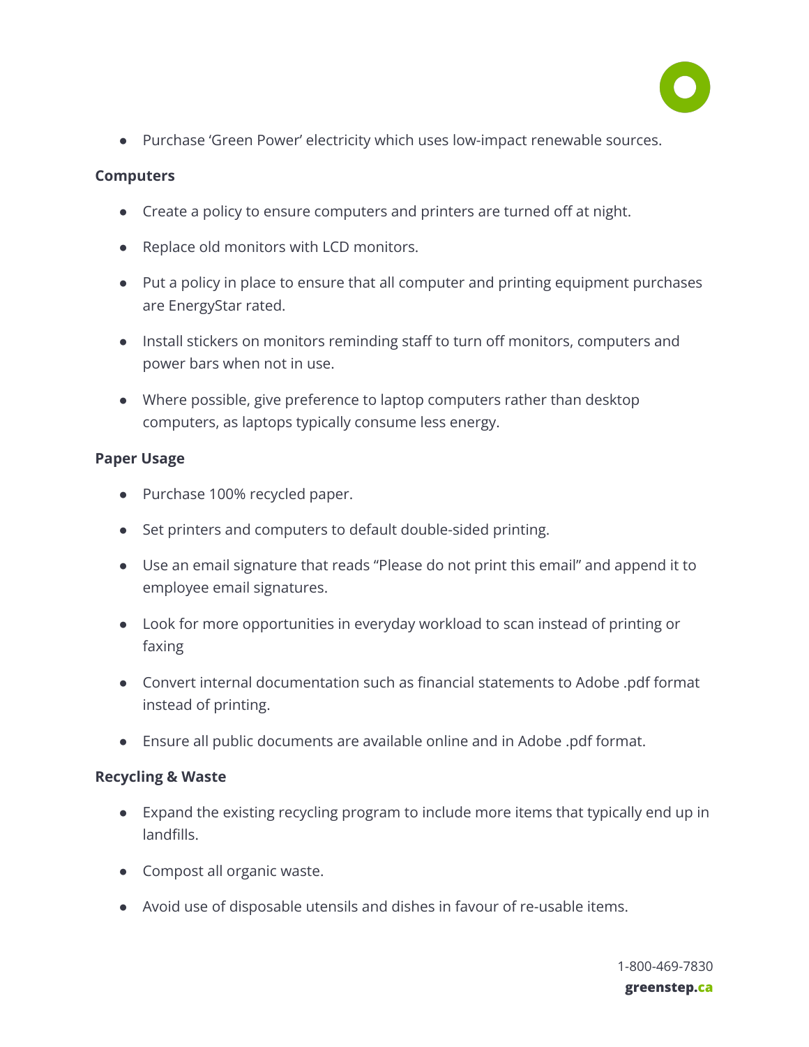- Purchase 'Green Power' electricity which uses low-impact renewable sources.

**Computers**

- Create a policy to ensure computers and printers are turned off at night.
- Replace old monitors with LCD monitors.
- Put a policy in place to ensure that all computer and printing equipment purchases are EnergyStar rated.
- Install stickers on monitors reminding staff to turn off monitors, computers and power bars when not in use.
- Where possible, give preference to laptop computers rather than desktop computers, as laptops typically consume less energy.

**Paper Usage**

- Purchase 100% recycled paper.
- Set printers and computers to default double-sided printing.
- Use an email signature that reads "Please do not print this email" and append it to employee email signatures.
- Look for more opportunities in everyday workload to scan instead of printing or faxing
- Convert internal documentation such as financial statements to Adobe .pdf format instead of printing.
- Ensure all public documents are available online and in Adobe .pdf format.

**Recycling & Waste**

- Expand the existing recycling program to include more items that typically end up in landfills.
- Compost all organic waste.
- Avoid use of disposable utensils and dishes in favour of re-usable items.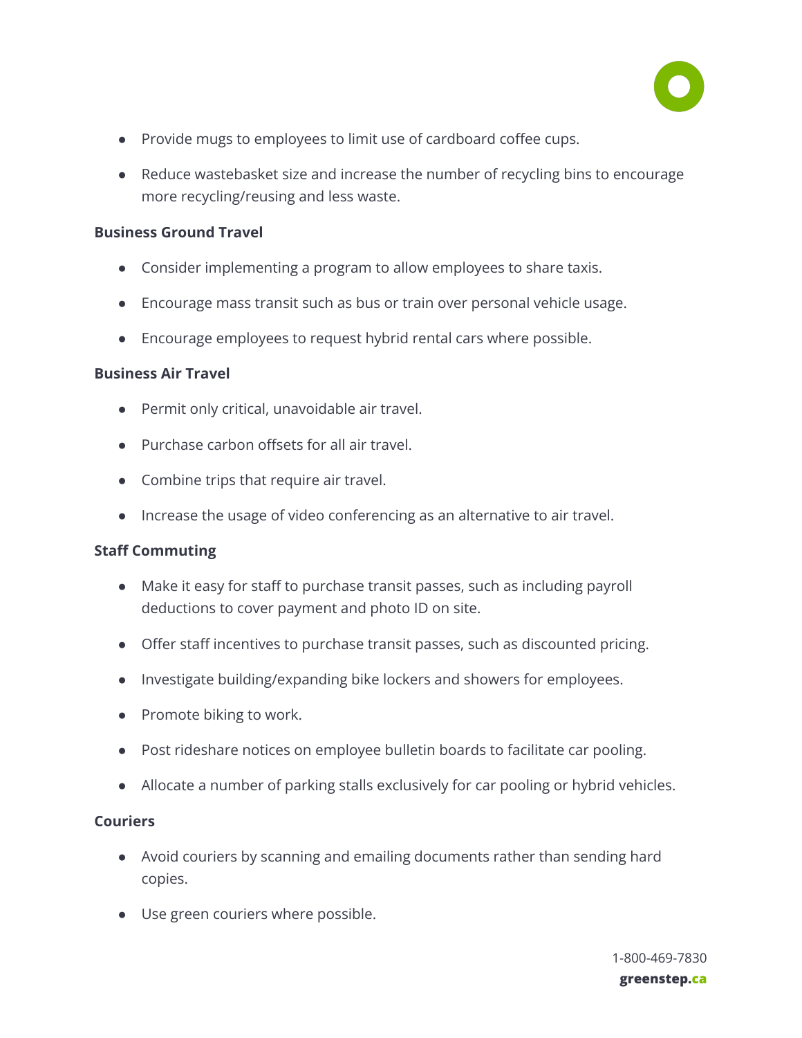- Provide mugs to employees to limit use of cardboard coffee cups.
- Reduce wastebasket size and increase the number of recycling bins to encourage more recycling/reusing and less waste.

**Business Ground Travel**

- Consider implementing a program to allow employees to share taxis.
- Encourage mass transit such as bus or train over personal vehicle usage.
- Encourage employees to request hybrid rental cars where possible.

**Business Air Travel**

- Permit only critical, unavoidable air travel.
- Purchase carbon offsets for all air travel.
- Combine trips that require air travel.
- Increase the usage of video conferencing as an alternative to air travel.

**Staff Commuting**

- Make it easy for staff to purchase transit passes, such as including payroll deductions to cover payment and photo ID on site.
- Offer staff incentives to purchase transit passes, such as discounted pricing.
- Investigate building/expanding bike lockers and showers for employees.
- Promote biking to work.
- Post rideshare notices on employee bulletin boards to facilitate car pooling.
- Allocate a number of parking stalls exclusively for car pooling or hybrid vehicles.

**Couriers**

- Avoid couriers by scanning and emailing documents rather than sending hard copies.
- Use green couriers where possible.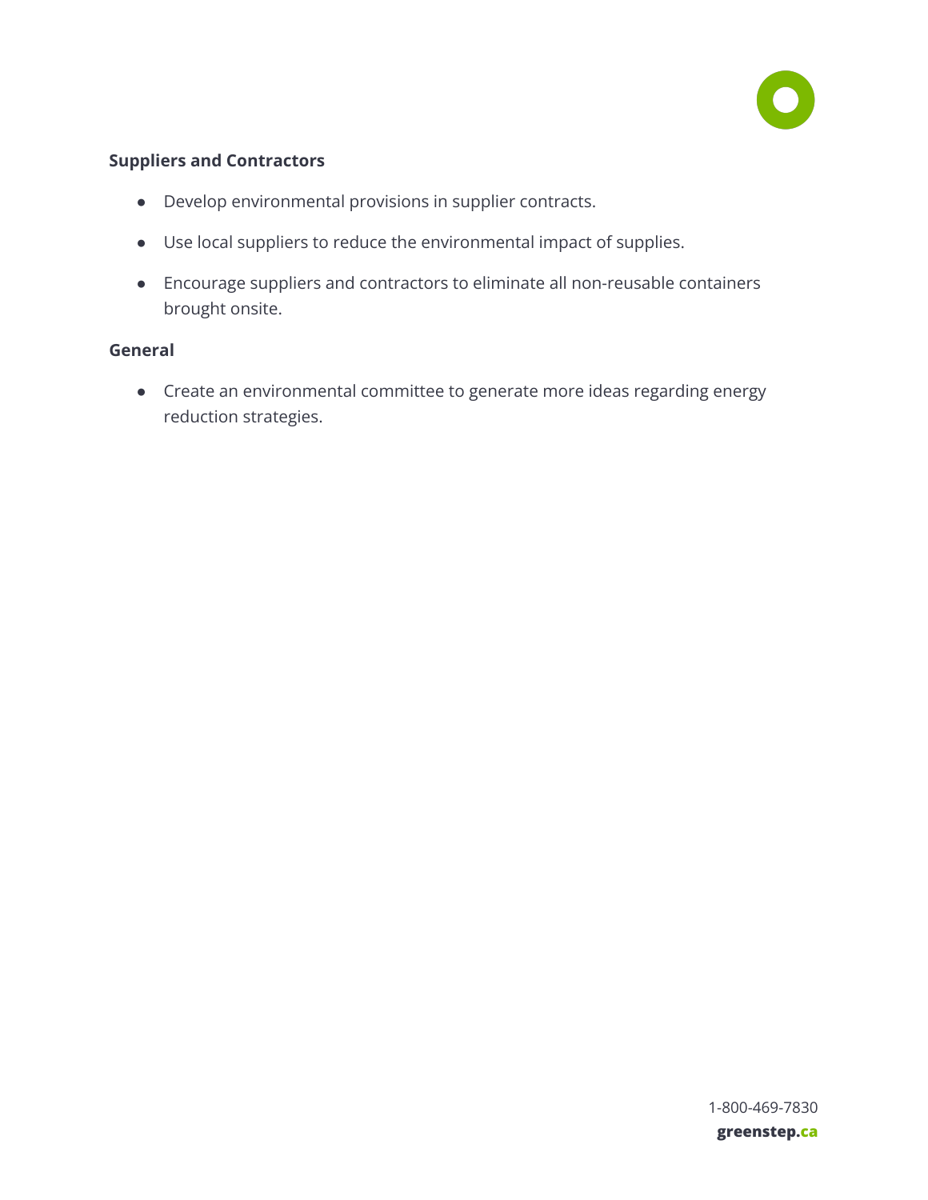**Suppliers and Contractors**

- Develop environmental provisions in supplier contracts.
- Use local suppliers to reduce the environmental impact of supplies.
- Encourage suppliers and contractors to eliminate all non-reusable containers brought onsite.

**General**

- Create an environmental committee to generate more ideas regarding energy reduction strategies.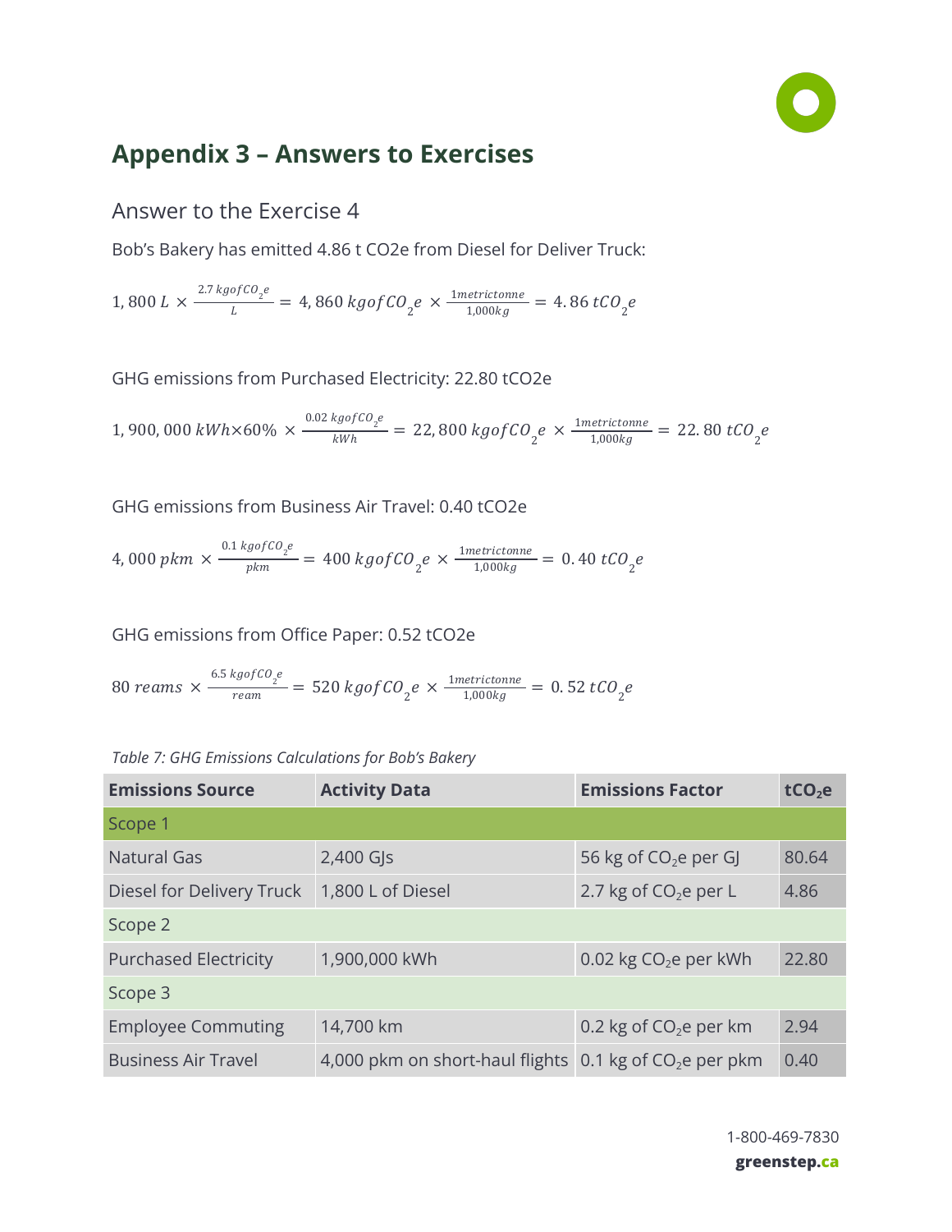# Appendix 3 – Answers to Exercises

## Answer to the Exercise 4

Bob's Bakery has emitted 4.86 t CO2e from Diesel for Deliver Truck:

$$1,800\ L \times \frac{2.7\ kg of CO_2 e}{L} = 4,860\ kg of CO_2 e \times \frac{1 metric tonne}{1,000 kg} = 4.86\ tCO_2 e$$

GHG emissions from Purchased Electricity: 22.80 tCO2e

$$1,900,000\ kWh \times 60\% \times \frac{0.02\ kg of CO_2 e}{kWh} = 22,800\ kg of CO_2 e \times \frac{1 metric tonne}{1,000 kg} = 22.80\ tCO_2 e$$

GHG emissions from Business Air Travel: 0.40 tCO2e

$$4,000\ pkm \times \frac{0.1\ kg of CO_2 e}{pkm} = 400\ kg of CO_2 e \times \frac{1 metric tonne}{1,000 kg} = 0.40\ tCO_2 e$$

GHG emissions from Office Paper: 0.52 tCO2e

$$80\ reams \times \frac{6.5\ kg of CO_2 e}{ream} = 520\ kg of CO_2 e \times \frac{1 metric tonne}{1,000 kg} = 0.52\ tCO_2 e$$

*Table 7: GHG Emissions Calculations for Bob's Bakery*

| Emissions Source | Activity Data | Emissions Factor | $tCO_2e$ |
|---|---|---|---|
| Scope 1 | | | |
| Natural Gas | 2,400 GJs | 56 kg of $CO_2$e per GJ | 80.64 |
| Diesel for Delivery Truck | 1,800 L of Diesel | 2.7 kg of $CO_2$e per L | 4.86 |
| Scope 2 | | | |
| Purchased Electricity | 1,900,000 kWh | 0.02 kg $CO_2$e per kWh | 22.80 |
| Scope 3 | | | |
| Employee Commuting | 14,700 km | 0.2 kg of $CO_2$e per km | 2.94 |
| Business Air Travel | 4,000 pkm on short-haul flights | 0.1 kg of $CO_2$e per pkm | 0.40 |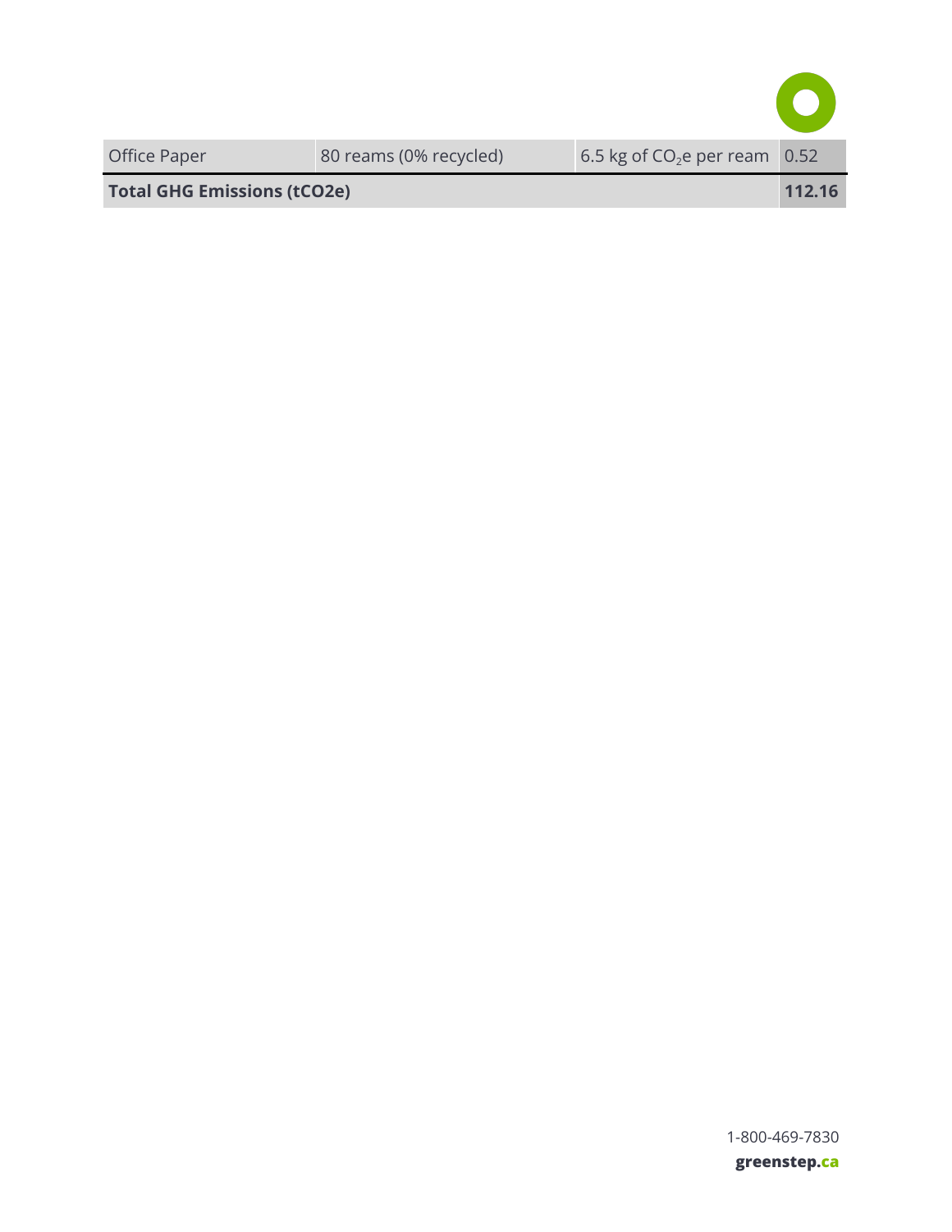| | | | |
|---|---|---|---|
| Office Paper | 80 reams (0% recycled) | 6.5 kg of $CO_2e$ per ream | 0.52 |
| **Total GHG Emissions (tCO2e)** | | | **112.16** |

1-800-469-7830
**greenstep.ca**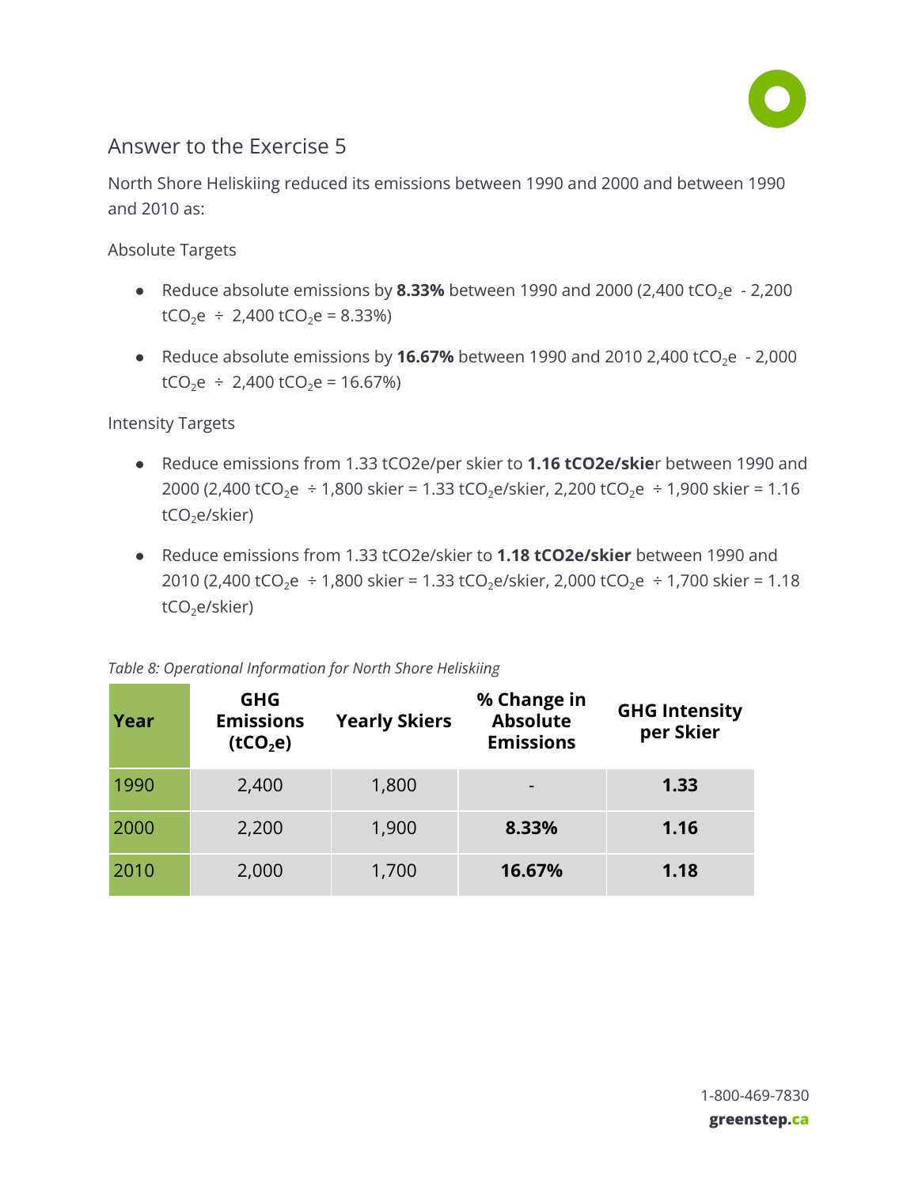## Answer to the Exercise 5

North Shore Heliskiing reduced its emissions between 1990 and 2000 and between 1990 and 2010 as:

Absolute Targets

- Reduce absolute emissions by **8.33%** between 1990 and 2000 (2,400 $tCO_2e$ - 2,200 $tCO_2e$ ÷ 2,400 $tCO_2e$ = 8.33%)
- Reduce absolute emissions by **16.67%** between 1990 and 2010 2,400 $tCO_2e$ - 2,000 $tCO_2e$ ÷ 2,400 $tCO_2e$ = 16.67%)

Intensity Targets

- Reduce emissions from 1.33 tCO2e/per skier to **1.16 tCO2e/skie**r between 1990 and 2000 (2,400 $tCO_2e$ ÷ 1,800 skier = 1.33 $tCO_2e$/skier, 2,200 $tCO_2e$ ÷ 1,900 skier = 1.16 $tCO_2e$/skier)
- Reduce emissions from 1.33 tCO2e/skier to **1.18 tCO2e/skier** between 1990 and 2010 (2,400 $tCO_2e$ ÷ 1,800 skier = 1.33 $tCO_2e$/skier, 2,000 $tCO_2e$ ÷ 1,700 skier = 1.18 $tCO_2e$/skier)

*Table 8: Operational Information for North Shore Heliskiing*

| Year | GHG Emissions ($tCO_2e$) | Yearly Skiers | % Change in Absolute Emissions | GHG Intensity per Skier |
|---|---|---|---|---|
| 1990 | 2,400 | 1,800 | - | **1.33** |
| 2000 | 2,200 | 1,900 | **8.33%** | **1.16** |
| 2010 | 2,000 | 1,700 | **16.67%** | **1.18** |